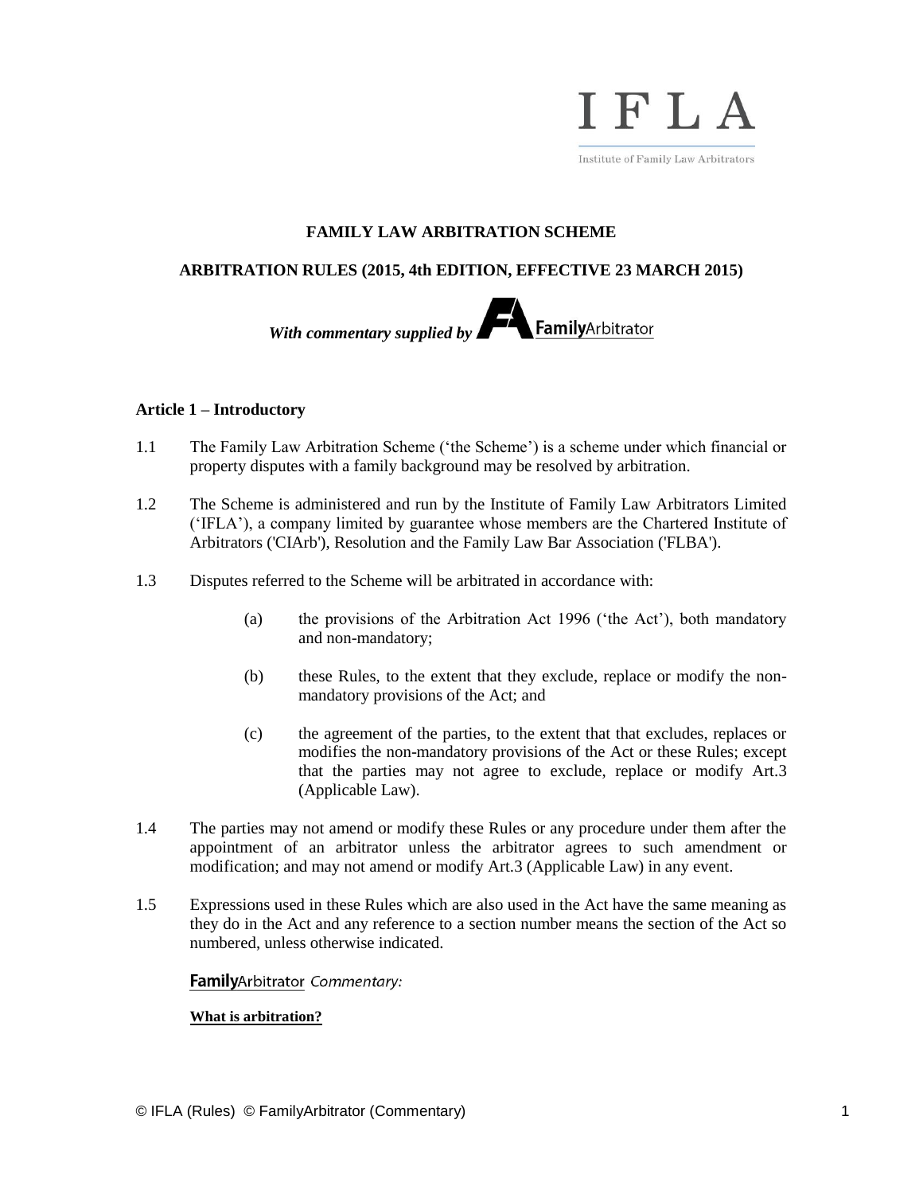IFLA

Institute of Family Law Arbitrators

# FAMILY LAW ARBITRATION SCHEME

## ARBITRATION RULES (2015, 4th EDITION, EFFECTIVE 23 MARCH 2015)

***With commentary supplied by* FamilyArbitrator**

### Article 1 – Introductory

1.1 The Family Law Arbitration Scheme ('the Scheme') is a scheme under which financial or property disputes with a family background may be resolved by arbitration.

1.2 The Scheme is administered and run by the Institute of Family Law Arbitrators Limited ('IFLA'), a company limited by guarantee whose members are the Chartered Institute of Arbitrators ('CIArb'), Resolution and the Family Law Bar Association ('FLBA').

1.3 Disputes referred to the Scheme will be arbitrated in accordance with:

   (a) the provisions of the Arbitration Act 1996 ('the Act'), both mandatory and non-mandatory;

   (b) these Rules, to the extent that they exclude, replace or modify the non-mandatory provisions of the Act; and

   (c) the agreement of the parties, to the extent that that excludes, replaces or modifies the non-mandatory provisions of the Act or these Rules; except that the parties may not agree to exclude, replace or modify Art.3 (Applicable Law).

1.4 The parties may not amend or modify these Rules or any procedure under them after the appointment of an arbitrator unless the arbitrator agrees to such amendment or modification; and may not amend or modify Art.3 (Applicable Law) in any event.

1.5 Expressions used in these Rules which are also used in the Act have the same meaning as they do in the Act and any reference to a section number means the section of the Act so numbered, unless otherwise indicated.

**FamilyArbitrator** *Commentary:*

**What is arbitration?**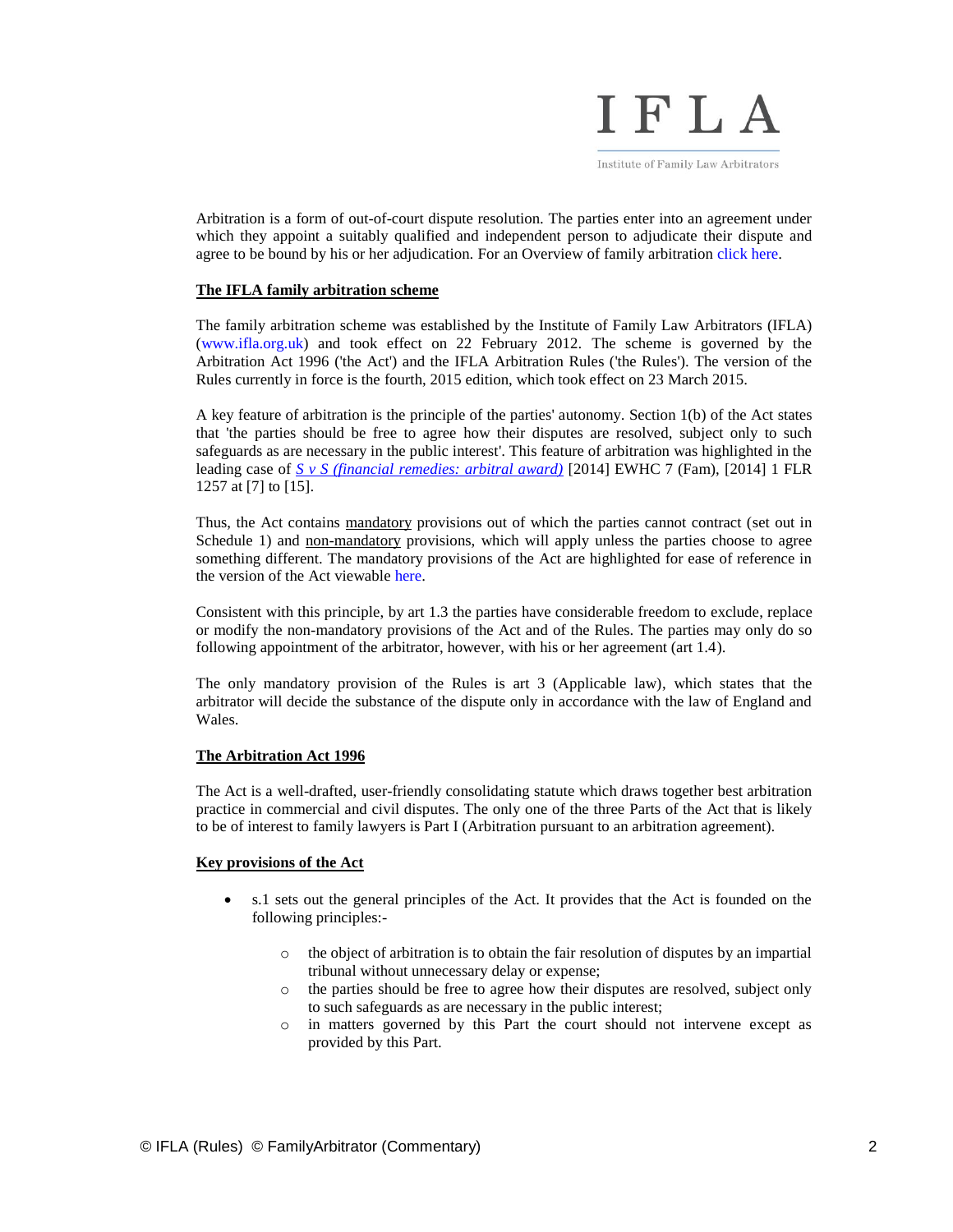Arbitration is a form of out-of-court dispute resolution. The parties enter into an agreement under which they appoint a suitably qualified and independent person to adjudicate their dispute and agree to be bound by his or her adjudication. For an Overview of family arbitration click here.

## The IFLA family arbitration scheme

The family arbitration scheme was established by the Institute of Family Law Arbitrators (IFLA) (www.ifla.org.uk) and took effect on 22 February 2012. The scheme is governed by the Arbitration Act 1996 ('the Act') and the IFLA Arbitration Rules ('the Rules'). The version of the Rules currently in force is the fourth, 2015 edition, which took effect on 23 March 2015.

A key feature of arbitration is the principle of the parties' autonomy. Section 1(b) of the Act states that 'the parties should be free to agree how their disputes are resolved, subject only to such safeguards as are necessary in the public interest'. This feature of arbitration was highlighted in the leading case of *S v S (financial remedies: arbitral award)* [2014] EWHC 7 (Fam), [2014] 1 FLR 1257 at [7] to [15].

Thus, the Act contains mandatory provisions out of which the parties cannot contract (set out in Schedule 1) and non-mandatory provisions, which will apply unless the parties choose to agree something different. The mandatory provisions of the Act are highlighted for ease of reference in the version of the Act viewable here.

Consistent with this principle, by art 1.3 the parties have considerable freedom to exclude, replace or modify the non-mandatory provisions of the Act and of the Rules. The parties may only do so following appointment of the arbitrator, however, with his or her agreement (art 1.4).

The only mandatory provision of the Rules is art 3 (Applicable law), which states that the arbitrator will decide the substance of the dispute only in accordance with the law of England and Wales.

## The Arbitration Act 1996

The Act is a well-drafted, user-friendly consolidating statute which draws together best arbitration practice in commercial and civil disputes. The only one of the three Parts of the Act that is likely to be of interest to family lawyers is Part I (Arbitration pursuant to an arbitration agreement).

## Key provisions of the Act

- s.1 sets out the general principles of the Act. It provides that the Act is founded on the following principles:-
  - the object of arbitration is to obtain the fair resolution of disputes by an impartial tribunal without unnecessary delay or expense;
  - the parties should be free to agree how their disputes are resolved, subject only to such safeguards as are necessary in the public interest;
  - in matters governed by this Part the court should not intervene except as provided by this Part.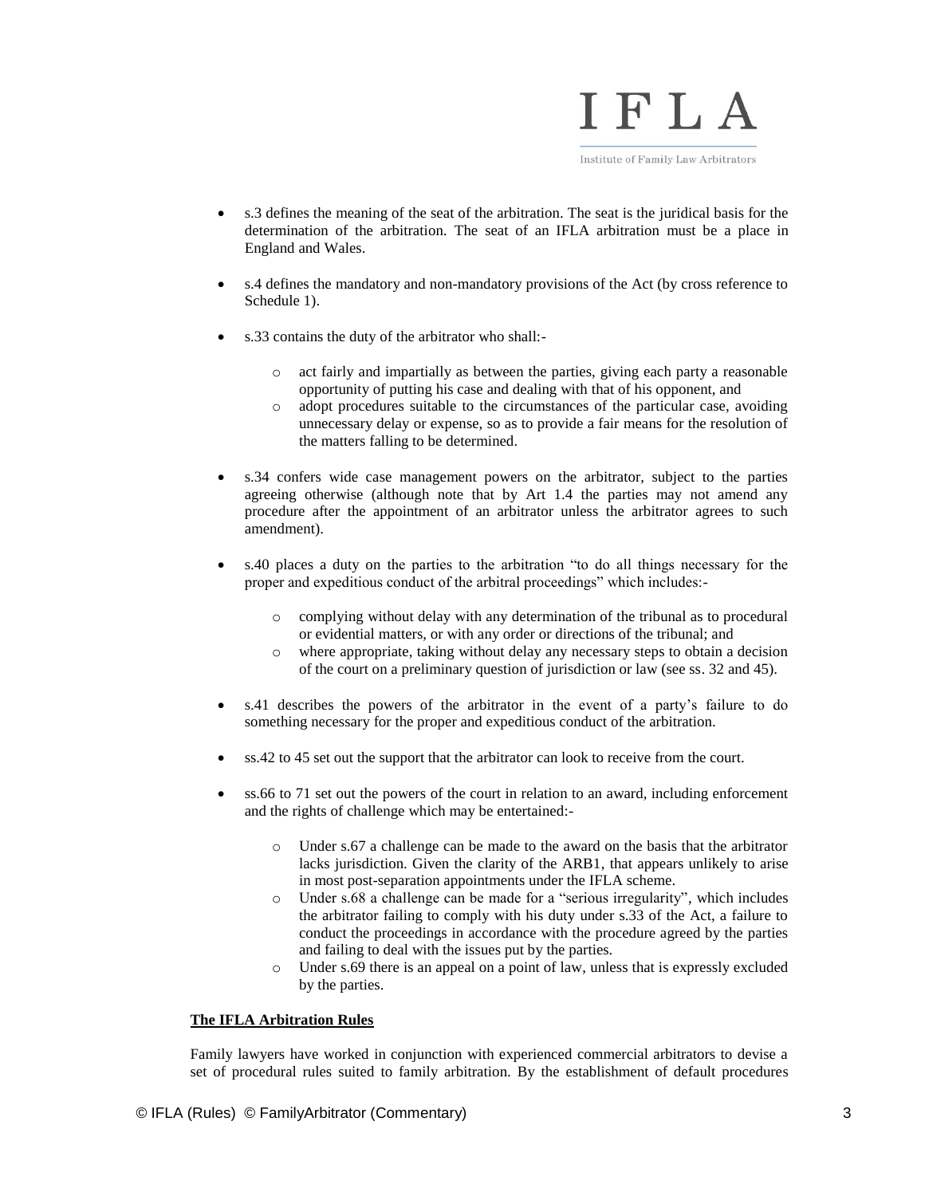- s.3 defines the meaning of the seat of the arbitration. The seat is the juridical basis for the determination of the arbitration. The seat of an IFLA arbitration must be a place in England and Wales.

- s.4 defines the mandatory and non-mandatory provisions of the Act (by cross reference to Schedule 1).

- s.33 contains the duty of the arbitrator who shall:-
    - act fairly and impartially as between the parties, giving each party a reasonable opportunity of putting his case and dealing with that of his opponent, and
    - adopt procedures suitable to the circumstances of the particular case, avoiding unnecessary delay or expense, so as to provide a fair means for the resolution of the matters falling to be determined.

- s.34 confers wide case management powers on the arbitrator, subject to the parties agreeing otherwise (although note that by Art 1.4 the parties may not amend any procedure after the appointment of an arbitrator unless the arbitrator agrees to such amendment).

- s.40 places a duty on the parties to the arbitration "to do all things necessary for the proper and expeditious conduct of the arbitral proceedings" which includes:-
    - complying without delay with any determination of the tribunal as to procedural or evidential matters, or with any order or directions of the tribunal; and
    - where appropriate, taking without delay any necessary steps to obtain a decision of the court on a preliminary question of jurisdiction or law (see ss. 32 and 45).

- s.41 describes the powers of the arbitrator in the event of a party's failure to do something necessary for the proper and expeditious conduct of the arbitration.

- ss.42 to 45 set out the support that the arbitrator can look to receive from the court.

- ss.66 to 71 set out the powers of the court in relation to an award, including enforcement and the rights of challenge which may be entertained:-
    - Under s.67 a challenge can be made to the award on the basis that the arbitrator lacks jurisdiction. Given the clarity of the ARB1, that appears unlikely to arise in most post-separation appointments under the IFLA scheme.
    - Under s.68 a challenge can be made for a "serious irregularity", which includes the arbitrator failing to comply with his duty under s.33 of the Act, a failure to conduct the proceedings in accordance with the procedure agreed by the parties and failing to deal with the issues put by the parties.
    - Under s.69 there is an appeal on a point of law, unless that is expressly excluded by the parties.

**The IFLA Arbitration Rules**

Family lawyers have worked in conjunction with experienced commercial arbitrators to devise a set of procedural rules suited to family arbitration. By the establishment of default procedures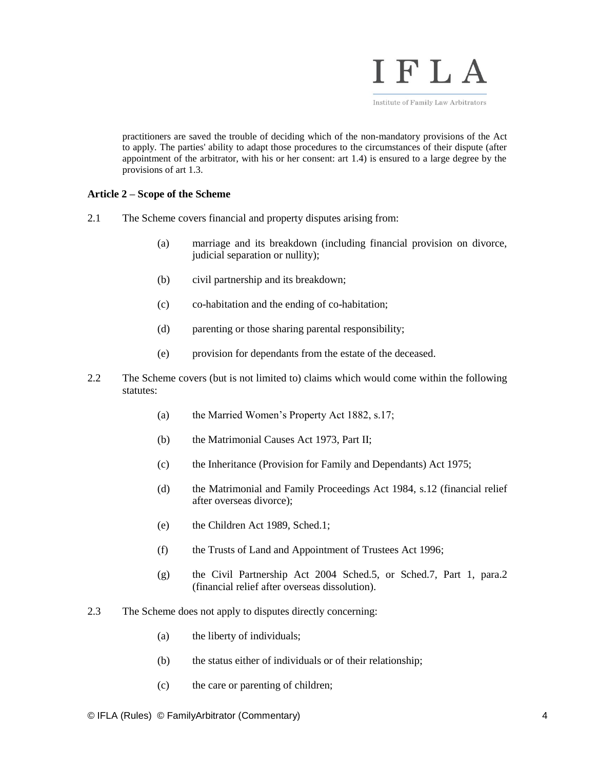practitioners are saved the trouble of deciding which of the non-mandatory provisions of the Act to apply. The parties' ability to adapt those procedures to the circumstances of their dispute (after appointment of the arbitrator, with his or her consent: art 1.4) is ensured to a large degree by the provisions of art 1.3.

**Article 2 – Scope of the Scheme**

2.1 The Scheme covers financial and property disputes arising from:

- (a) marriage and its breakdown (including financial provision on divorce, judicial separation or nullity);
- (b) civil partnership and its breakdown;
- (c) co-habitation and the ending of co-habitation;
- (d) parenting or those sharing parental responsibility;
- (e) provision for dependants from the estate of the deceased.

2.2 The Scheme covers (but is not limited to) claims which would come within the following statutes:

- (a) the Married Women's Property Act 1882, s.17;
- (b) the Matrimonial Causes Act 1973, Part II;
- (c) the Inheritance (Provision for Family and Dependants) Act 1975;
- (d) the Matrimonial and Family Proceedings Act 1984, s.12 (financial relief after overseas divorce);
- (e) the Children Act 1989, Sched.1;
- (f) the Trusts of Land and Appointment of Trustees Act 1996;
- (g) the Civil Partnership Act 2004 Sched.5, or Sched.7, Part 1, para.2 (financial relief after overseas dissolution).

2.3 The Scheme does not apply to disputes directly concerning:

- (a) the liberty of individuals;
- (b) the status either of individuals or of their relationship;
- (c) the care or parenting of children;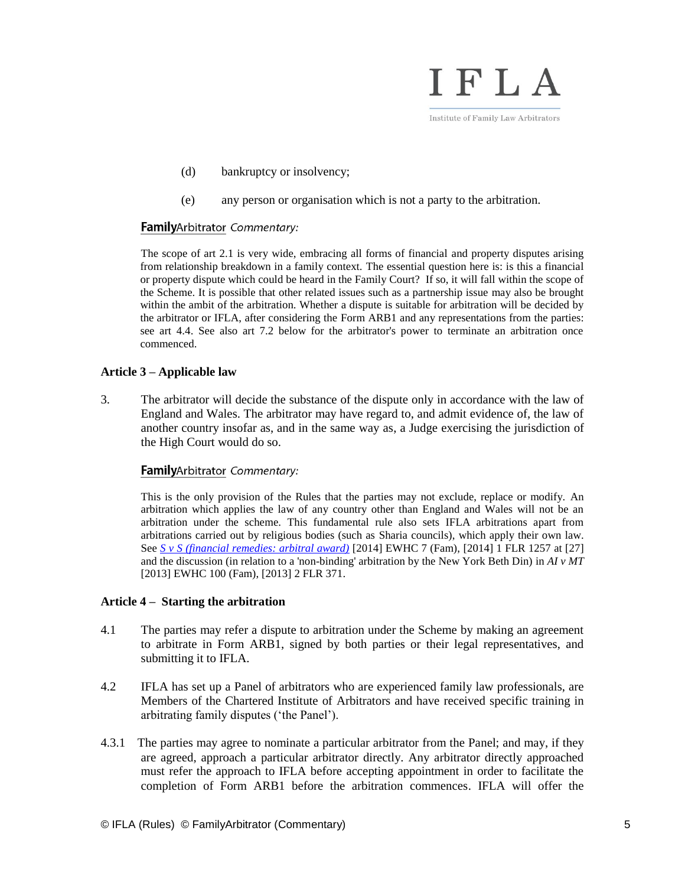(d) bankruptcy or insolvency;

(e) any person or organisation which is not a party to the arbitration.

**Family**Arbitrator *Commentary:*

The scope of art 2.1 is very wide, embracing all forms of financial and property disputes arising from relationship breakdown in a family context. The essential question here is: is this a financial or property dispute which could be heard in the Family Court? If so, it will fall within the scope of the Scheme. It is possible that other related issues such as a partnership issue may also be brought within the ambit of the arbitration. Whether a dispute is suitable for arbitration will be decided by the arbitrator or IFLA, after considering the Form ARB1 and any representations from the parties: see art 4.4. See also art 7.2 below for the arbitrator's power to terminate an arbitration once commenced.

### Article 3 – Applicable law

3. The arbitrator will decide the substance of the dispute only in accordance with the law of England and Wales. The arbitrator may have regard to, and admit evidence of, the law of another country insofar as, and in the same way as, a Judge exercising the jurisdiction of the High Court would do so.

**Family**Arbitrator *Commentary:*

This is the only provision of the Rules that the parties may not exclude, replace or modify. An arbitration which applies the law of any country other than England and Wales will not be an arbitration under the scheme. This fundamental rule also sets IFLA arbitrations apart from arbitrations carried out by religious bodies (such as Sharia councils), which apply their own law. See *S v S (financial remedies: arbitral award)* [2014] EWHC 7 (Fam), [2014] 1 FLR 1257 at [27] and the discussion (in relation to a 'non-binding' arbitration by the New York Beth Din) in *AI v MT* [2013] EWHC 100 (Fam), [2013] 2 FLR 371.

### Article 4 – Starting the arbitration

4.1 The parties may refer a dispute to arbitration under the Scheme by making an agreement to arbitrate in Form ARB1, signed by both parties or their legal representatives, and submitting it to IFLA.

4.2 IFLA has set up a Panel of arbitrators who are experienced family law professionals, are Members of the Chartered Institute of Arbitrators and have received specific training in arbitrating family disputes ('the Panel').

4.3.1 The parties may agree to nominate a particular arbitrator from the Panel; and may, if they are agreed, approach a particular arbitrator directly. Any arbitrator directly approached must refer the approach to IFLA before accepting appointment in order to facilitate the completion of Form ARB1 before the arbitration commences. IFLA will offer the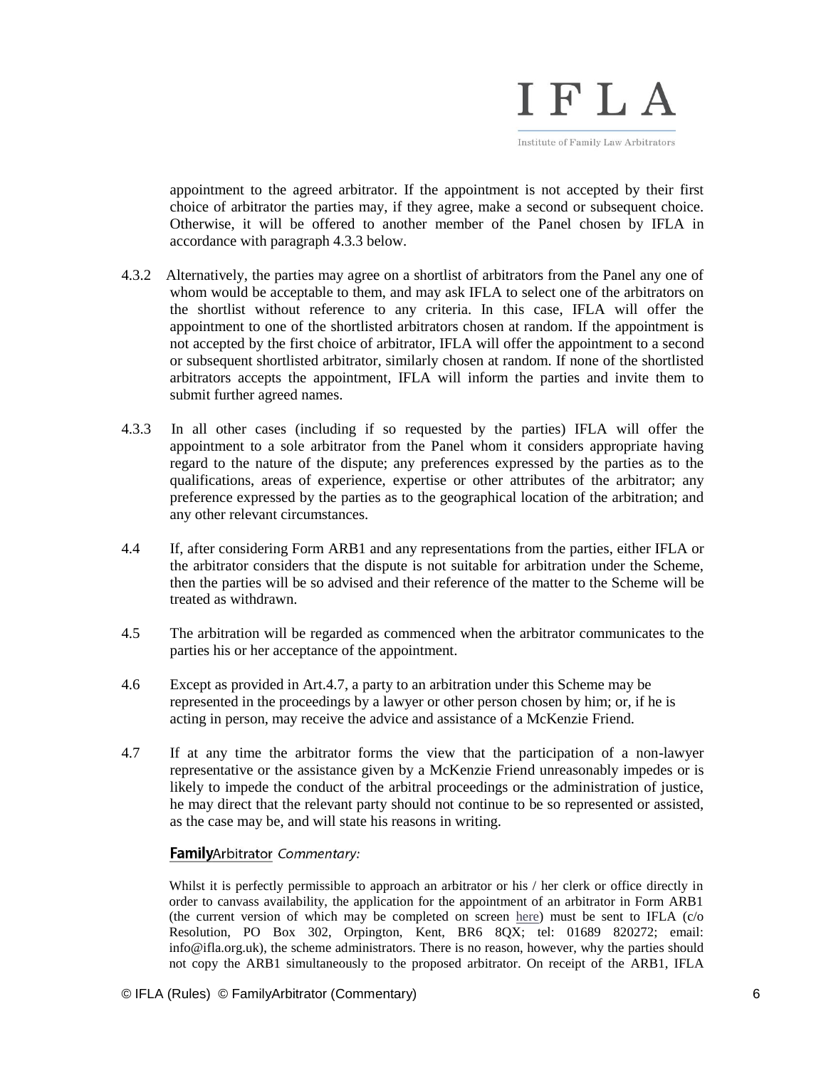appointment to the agreed arbitrator. If the appointment is not accepted by their first choice of arbitrator the parties may, if they agree, make a second or subsequent choice. Otherwise, it will be offered to another member of the Panel chosen by IFLA in accordance with paragraph 4.3.3 below.

4.3.2 Alternatively, the parties may agree on a shortlist of arbitrators from the Panel any one of whom would be acceptable to them, and may ask IFLA to select one of the arbitrators on the shortlist without reference to any criteria. In this case, IFLA will offer the appointment to one of the shortlisted arbitrators chosen at random. If the appointment is not accepted by the first choice of arbitrator, IFLA will offer the appointment to a second or subsequent shortlisted arbitrator, similarly chosen at random. If none of the shortlisted arbitrators accepts the appointment, IFLA will inform the parties and invite them to submit further agreed names.

4.3.3 In all other cases (including if so requested by the parties) IFLA will offer the appointment to a sole arbitrator from the Panel whom it considers appropriate having regard to the nature of the dispute; any preferences expressed by the parties as to the qualifications, areas of experience, expertise or other attributes of the arbitrator; any preference expressed by the parties as to the geographical location of the arbitration; and any other relevant circumstances.

4.4 If, after considering Form ARB1 and any representations from the parties, either IFLA or the arbitrator considers that the dispute is not suitable for arbitration under the Scheme, then the parties will be so advised and their reference of the matter to the Scheme will be treated as withdrawn.

4.5 The arbitration will be regarded as commenced when the arbitrator communicates to the parties his or her acceptance of the appointment.

4.6 Except as provided in Art.4.7, a party to an arbitration under this Scheme may be represented in the proceedings by a lawyer or other person chosen by him; or, if he is acting in person, may receive the advice and assistance of a McKenzie Friend.

4.7 If at any time the arbitrator forms the view that the participation of a non-lawyer representative or the assistance given by a McKenzie Friend unreasonably impedes or is likely to impede the conduct of the arbitral proceedings or the administration of justice, he may direct that the relevant party should not continue to be so represented or assisted, as the case may be, and will state his reasons in writing.

**Family**Arbitrator *Commentary:*

Whilst it is perfectly permissible to approach an arbitrator or his / her clerk or office directly in order to canvass availability, the application for the appointment of an arbitrator in Form ARB1 (the current version of which may be completed on screen here) must be sent to IFLA (c/o Resolution, PO Box 302, Orpington, Kent, BR6 8QX; tel: 01689 820272; email: info@ifla.org.uk), the scheme administrators. There is no reason, however, why the parties should not copy the ARB1 simultaneously to the proposed arbitrator. On receipt of the ARB1, IFLA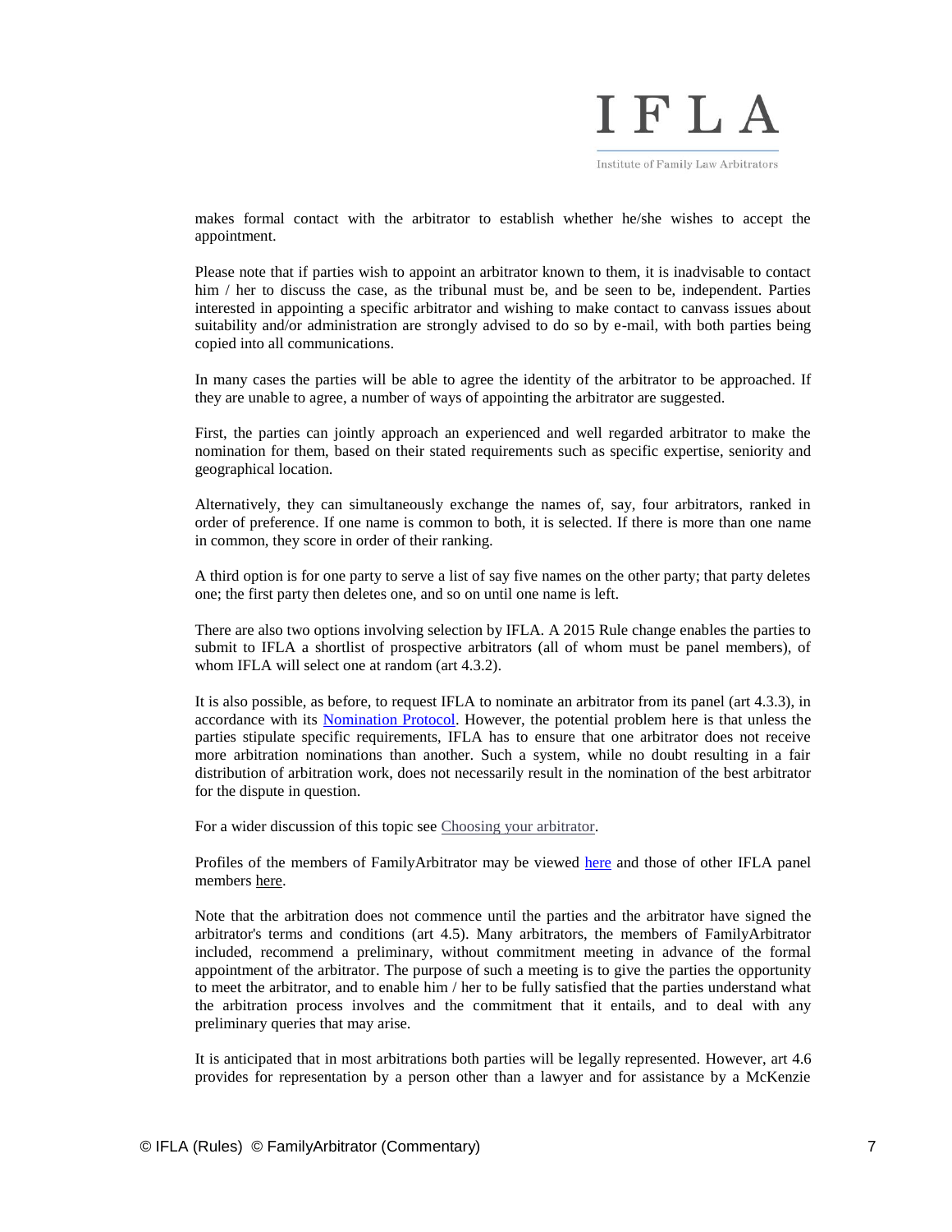makes formal contact with the arbitrator to establish whether he/she wishes to accept the appointment.

Please note that if parties wish to appoint an arbitrator known to them, it is inadvisable to contact him / her to discuss the case, as the tribunal must be, and be seen to be, independent. Parties interested in appointing a specific arbitrator and wishing to make contact to canvass issues about suitability and/or administration are strongly advised to do so by e-mail, with both parties being copied into all communications.

In many cases the parties will be able to agree the identity of the arbitrator to be approached. If they are unable to agree, a number of ways of appointing the arbitrator are suggested.

First, the parties can jointly approach an experienced and well regarded arbitrator to make the nomination for them, based on their stated requirements such as specific expertise, seniority and geographical location.

Alternatively, they can simultaneously exchange the names of, say, four arbitrators, ranked in order of preference. If one name is common to both, it is selected. If there is more than one name in common, they score in order of their ranking.

A third option is for one party to serve a list of say five names on the other party; that party deletes one; the first party then deletes one, and so on until one name is left.

There are also two options involving selection by IFLA. A 2015 Rule change enables the parties to submit to IFLA a shortlist of prospective arbitrators (all of whom must be panel members), of whom IFLA will select one at random (art 4.3.2).

It is also possible, as before, to request IFLA to nominate an arbitrator from its panel (art 4.3.3), in accordance with its Nomination Protocol. However, the potential problem here is that unless the parties stipulate specific requirements, IFLA has to ensure that one arbitrator does not receive more arbitration nominations than another. Such a system, while no doubt resulting in a fair distribution of arbitration work, does not necessarily result in the nomination of the best arbitrator for the dispute in question.

For a wider discussion of this topic see Choosing your arbitrator.

Profiles of the members of FamilyArbitrator may be viewed here and those of other IFLA panel members here.

Note that the arbitration does not commence until the parties and the arbitrator have signed the arbitrator's terms and conditions (art 4.5). Many arbitrators, the members of FamilyArbitrator included, recommend a preliminary, without commitment meeting in advance of the formal appointment of the arbitrator. The purpose of such a meeting is to give the parties the opportunity to meet the arbitrator, and to enable him / her to be fully satisfied that the parties understand what the arbitration process involves and the commitment that it entails, and to deal with any preliminary queries that may arise.

It is anticipated that in most arbitrations both parties will be legally represented. However, art 4.6 provides for representation by a person other than a lawyer and for assistance by a McKenzie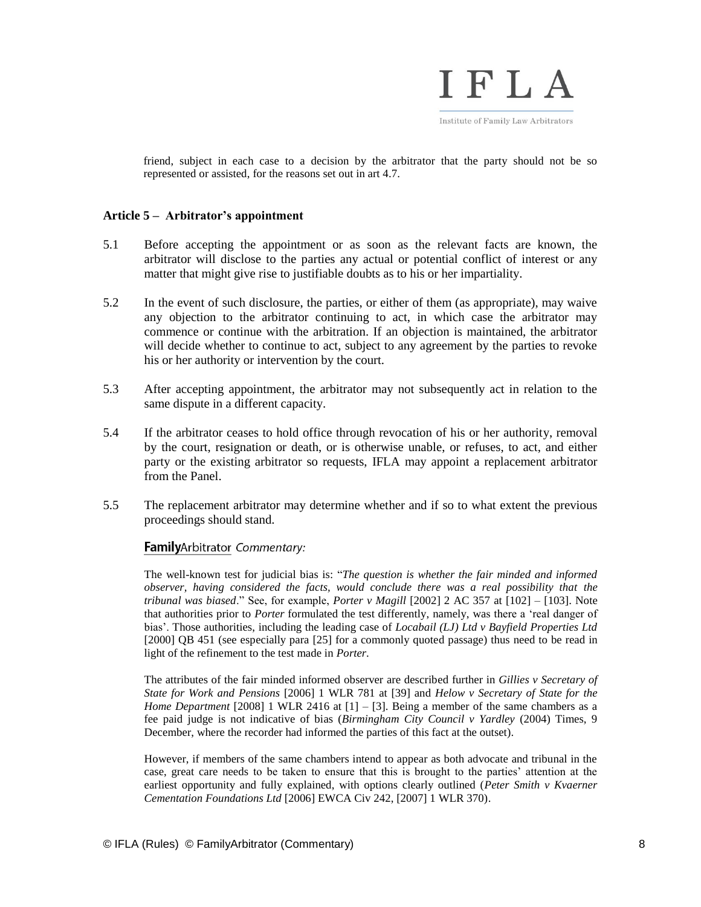friend, subject in each case to a decision by the arbitrator that the party should not be so represented or assisted, for the reasons set out in art 4.7.

### Article 5 – Arbitrator's appointment

5.1 Before accepting the appointment or as soon as the relevant facts are known, the arbitrator will disclose to the parties any actual or potential conflict of interest or any matter that might give rise to justifiable doubts as to his or her impartiality.

5.2 In the event of such disclosure, the parties, or either of them (as appropriate), may waive any objection to the arbitrator continuing to act, in which case the arbitrator may commence or continue with the arbitration. If an objection is maintained, the arbitrator will decide whether to continue to act, subject to any agreement by the parties to revoke his or her authority or intervention by the court.

5.3 After accepting appointment, the arbitrator may not subsequently act in relation to the same dispute in a different capacity.

5.4 If the arbitrator ceases to hold office through revocation of his or her authority, removal by the court, resignation or death, or is otherwise unable, or refuses, to act, and either party or the existing arbitrator so requests, IFLA may appoint a replacement arbitrator from the Panel.

5.5 The replacement arbitrator may determine whether and if so to what extent the previous proceedings should stand.

**Family**Arbitrator *Commentary:*

The well-known test for judicial bias is: "*The question is whether the fair minded and informed observer, having considered the facts, would conclude there was a real possibility that the tribunal was biased*." See, for example, *Porter v Magill* [2002] 2 AC 357 at [102] – [103]. Note that authorities prior to *Porter* formulated the test differently, namely, was there a 'real danger of bias'. Those authorities, including the leading case of *Locabail (LJ) Ltd v Bayfield Properties Ltd* [2000] QB 451 (see especially para [25] for a commonly quoted passage) thus need to be read in light of the refinement to the test made in *Porter*.

The attributes of the fair minded informed observer are described further in *Gillies v Secretary of State for Work and Pensions* [2006] 1 WLR 781 at [39] and *Helow v Secretary of State for the Home Department* [2008] 1 WLR 2416 at [1] – [3]. Being a member of the same chambers as a fee paid judge is not indicative of bias (*Birmingham City Council v Yardley* (2004) Times, 9 December, where the recorder had informed the parties of this fact at the outset).

However, if members of the same chambers intend to appear as both advocate and tribunal in the case, great care needs to be taken to ensure that this is brought to the parties' attention at the earliest opportunity and fully explained, with options clearly outlined (*Peter Smith v Kvaerner Cementation Foundations Ltd* [2006] EWCA Civ 242, [2007] 1 WLR 370).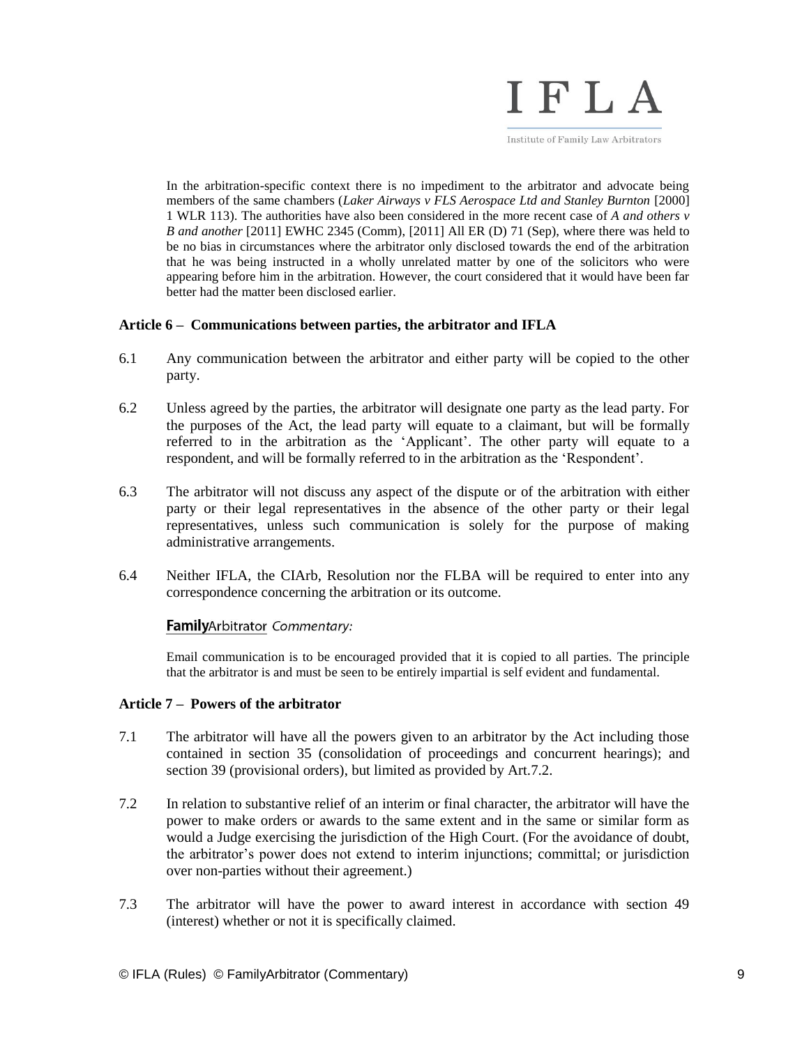In the arbitration-specific context there is no impediment to the arbitrator and advocate being members of the same chambers (*Laker Airways v FLS Aerospace Ltd and Stanley Burnton* [2000] 1 WLR 113). The authorities have also been considered in the more recent case of *A and others v B and another* [2011] EWHC 2345 (Comm), [2011] All ER (D) 71 (Sep), where there was held to be no bias in circumstances where the arbitrator only disclosed towards the end of the arbitration that he was being instructed in a wholly unrelated matter by one of the solicitors who were appearing before him in the arbitration. However, the court considered that it would have been far better had the matter been disclosed earlier.

**Article 6 – Communications between parties, the arbitrator and IFLA**

6.1 Any communication between the arbitrator and either party will be copied to the other party.

6.2 Unless agreed by the parties, the arbitrator will designate one party as the lead party. For the purposes of the Act, the lead party will equate to a claimant, but will be formally referred to in the arbitration as the 'Applicant'. The other party will equate to a respondent, and will be formally referred to in the arbitration as the 'Respondent'.

6.3 The arbitrator will not discuss any aspect of the dispute or of the arbitration with either party or their legal representatives in the absence of the other party or their legal representatives, unless such communication is solely for the purpose of making administrative arrangements.

6.4 Neither IFLA, the CIArb, Resolution nor the FLBA will be required to enter into any correspondence concerning the arbitration or its outcome.

**Family**Arbitrator *Commentary:*

Email communication is to be encouraged provided that it is copied to all parties. The principle that the arbitrator is and must be seen to be entirely impartial is self evident and fundamental.

**Article 7 – Powers of the arbitrator**

7.1 The arbitrator will have all the powers given to an arbitrator by the Act including those contained in section 35 (consolidation of proceedings and concurrent hearings); and section 39 (provisional orders), but limited as provided by Art.7.2.

7.2 In relation to substantive relief of an interim or final character, the arbitrator will have the power to make orders or awards to the same extent and in the same or similar form as would a Judge exercising the jurisdiction of the High Court. (For the avoidance of doubt, the arbitrator's power does not extend to interim injunctions; committal; or jurisdiction over non-parties without their agreement.)

7.3 The arbitrator will have the power to award interest in accordance with section 49 (interest) whether or not it is specifically claimed.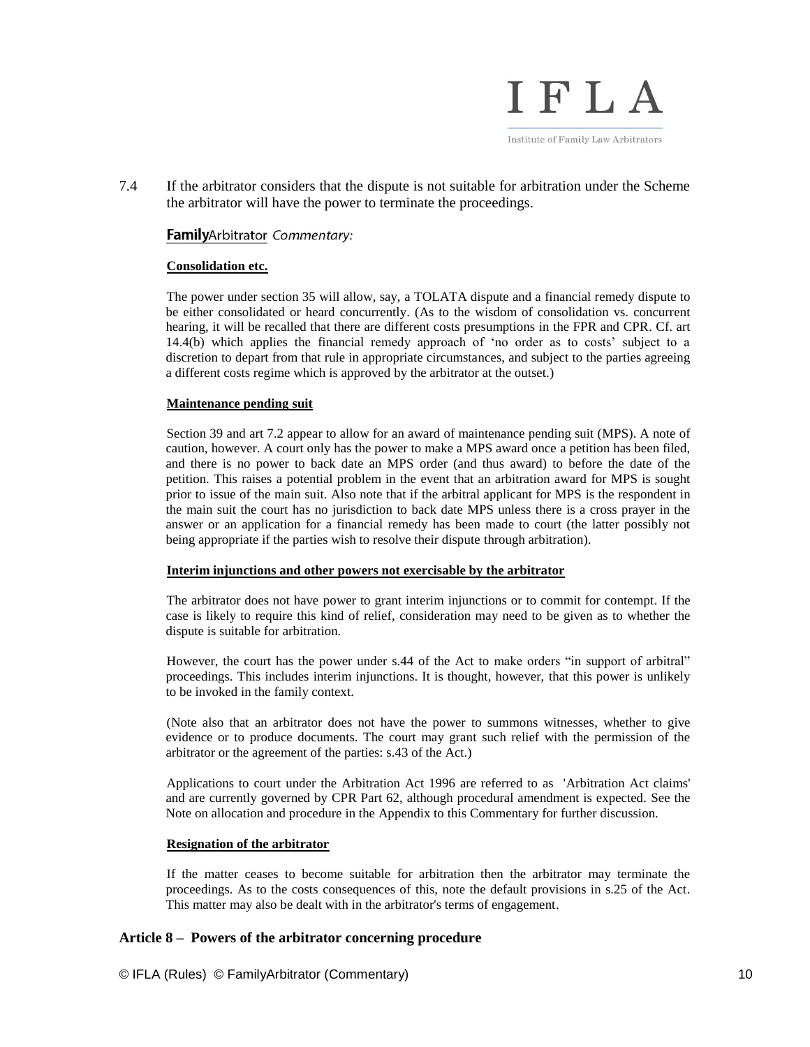7.4 If the arbitrator considers that the dispute is not suitable for arbitration under the Scheme the arbitrator will have the power to terminate the proceedings.

**Family**Arbitrator *Commentary:*

**Consolidation etc.**

The power under section 35 will allow, say, a TOLATA dispute and a financial remedy dispute to be either consolidated or heard concurrently. (As to the wisdom of consolidation vs. concurrent hearing, it will be recalled that there are different costs presumptions in the FPR and CPR. Cf. art 14.4(b) which applies the financial remedy approach of 'no order as to costs' subject to a discretion to depart from that rule in appropriate circumstances, and subject to the parties agreeing a different costs regime which is approved by the arbitrator at the outset.)

**Maintenance pending suit**

Section 39 and art 7.2 appear to allow for an award of maintenance pending suit (MPS). A note of caution, however. A court only has the power to make a MPS award once a petition has been filed, and there is no power to back date an MPS order (and thus award) to before the date of the petition. This raises a potential problem in the event that an arbitration award for MPS is sought prior to issue of the main suit. Also note that if the arbitral applicant for MPS is the respondent in the main suit the court has no jurisdiction to back date MPS unless there is a cross prayer in the answer or an application for a financial remedy has been made to court (the latter possibly not being appropriate if the parties wish to resolve their dispute through arbitration).

**Interim injunctions and other powers not exercisable by the arbitrator**

The arbitrator does not have power to grant interim injunctions or to commit for contempt. If the case is likely to require this kind of relief, consideration may need to be given as to whether the dispute is suitable for arbitration.

However, the court has the power under s.44 of the Act to make orders "in support of arbitral" proceedings. This includes interim injunctions. It is thought, however, that this power is unlikely to be invoked in the family context.

(Note also that an arbitrator does not have the power to summons witnesses, whether to give evidence or to produce documents. The court may grant such relief with the permission of the arbitrator or the agreement of the parties: s.43 of the Act.)

Applications to court under the Arbitration Act 1996 are referred to as 'Arbitration Act claims' and are currently governed by CPR Part 62, although procedural amendment is expected. See the Note on allocation and procedure in the Appendix to this Commentary for further discussion.

**Resignation of the arbitrator**

If the matter ceases to become suitable for arbitration then the arbitrator may terminate the proceedings. As to the costs consequences of this, note the default provisions in s.25 of the Act. This matter may also be dealt with in the arbitrator's terms of engagement.

## Article 8 – Powers of the arbitrator concerning procedure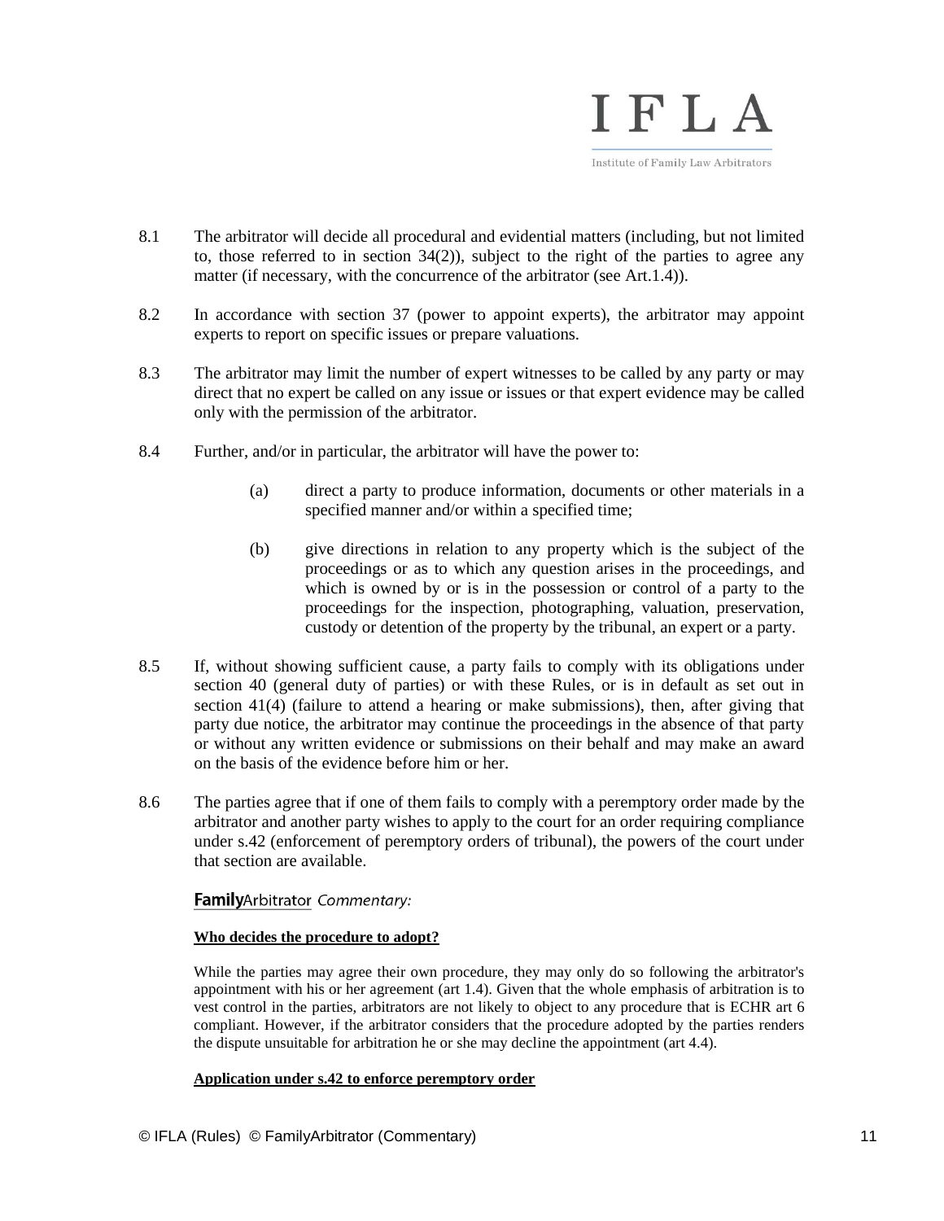8.1 The arbitrator will decide all procedural and evidential matters (including, but not limited to, those referred to in section 34(2)), subject to the right of the parties to agree any matter (if necessary, with the concurrence of the arbitrator (see Art.1.4)).

8.2 In accordance with section 37 (power to appoint experts), the arbitrator may appoint experts to report on specific issues or prepare valuations.

8.3 The arbitrator may limit the number of expert witnesses to be called by any party or may direct that no expert be called on any issue or issues or that expert evidence may be called only with the permission of the arbitrator.

8.4 Further, and/or in particular, the arbitrator will have the power to:

(a) direct a party to produce information, documents or other materials in a specified manner and/or within a specified time;

(b) give directions in relation to any property which is the subject of the proceedings or as to which any question arises in the proceedings, and which is owned by or is in the possession or control of a party to the proceedings for the inspection, photographing, valuation, preservation, custody or detention of the property by the tribunal, an expert or a party.

8.5 If, without showing sufficient cause, a party fails to comply with its obligations under section 40 (general duty of parties) or with these Rules, or is in default as set out in section 41(4) (failure to attend a hearing or make submissions), then, after giving that party due notice, the arbitrator may continue the proceedings in the absence of that party or without any written evidence or submissions on their behalf and may make an award on the basis of the evidence before him or her.

8.6 The parties agree that if one of them fails to comply with a peremptory order made by the arbitrator and another party wishes to apply to the court for an order requiring compliance under s.42 (enforcement of peremptory orders of tribunal), the powers of the court under that section are available.

**Family**Arbitrator *Commentary:*

**Who decides the procedure to adopt?**

While the parties may agree their own procedure, they may only do so following the arbitrator's appointment with his or her agreement (art 1.4). Given that the whole emphasis of arbitration is to vest control in the parties, arbitrators are not likely to object to any procedure that is ECHR art 6 compliant. However, if the arbitrator considers that the procedure adopted by the parties renders the dispute unsuitable for arbitration he or she may decline the appointment (art 4.4).

**Application under s.42 to enforce peremptory order**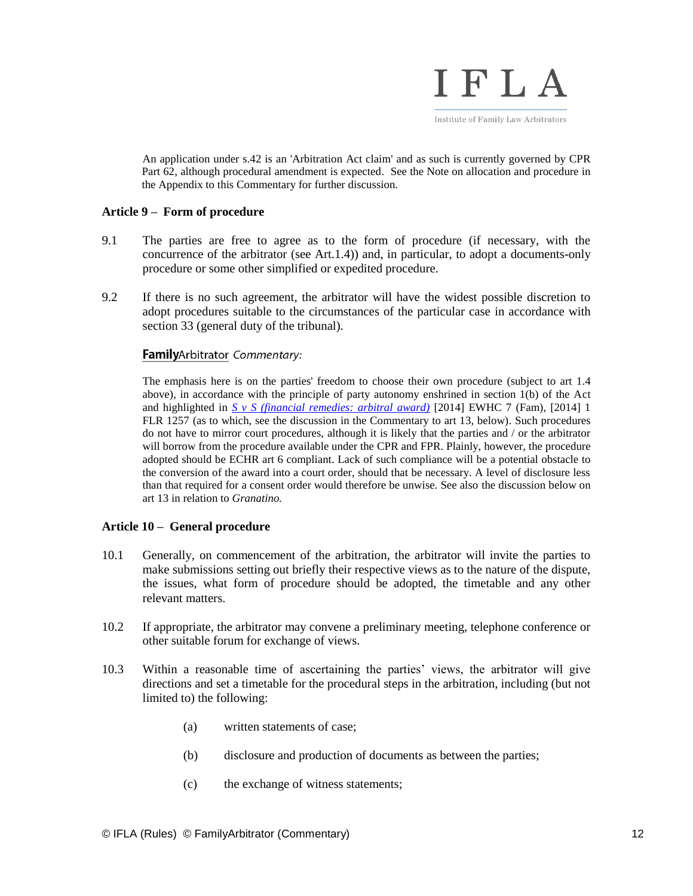An application under s.42 is an 'Arbitration Act claim' and as such is currently governed by CPR Part 62, although procedural amendment is expected. See the Note on allocation and procedure in the Appendix to this Commentary for further discussion.

**Article 9 – Form of procedure**

9.1 The parties are free to agree as to the form of procedure (if necessary, with the concurrence of the arbitrator (see Art.1.4)) and, in particular, to adopt a documents-only procedure or some other simplified or expedited procedure.

9.2 If there is no such agreement, the arbitrator will have the widest possible discretion to adopt procedures suitable to the circumstances of the particular case in accordance with section 33 (general duty of the tribunal).

**FamilyArbitrator** *Commentary:*

The emphasis here is on the parties' freedom to choose their own procedure (subject to art 1.4 above), in accordance with the principle of party autonomy enshrined in section 1(b) of the Act and highlighted in *S v S (financial remedies: arbitral award)* [2014] EWHC 7 (Fam), [2014] 1 FLR 1257 (as to which, see the discussion in the Commentary to art 13, below). Such procedures do not have to mirror court procedures, although it is likely that the parties and / or the arbitrator will borrow from the procedure available under the CPR and FPR. Plainly, however, the procedure adopted should be ECHR art 6 compliant. Lack of such compliance will be a potential obstacle to the conversion of the award into a court order, should that be necessary. A level of disclosure less than that required for a consent order would therefore be unwise. See also the discussion below on art 13 in relation to *Granatino.*

**Article 10 – General procedure**

10.1 Generally, on commencement of the arbitration, the arbitrator will invite the parties to make submissions setting out briefly their respective views as to the nature of the dispute, the issues, what form of procedure should be adopted, the timetable and any other relevant matters.

10.2 If appropriate, the arbitrator may convene a preliminary meeting, telephone conference or other suitable forum for exchange of views.

10.3 Within a reasonable time of ascertaining the parties' views, the arbitrator will give directions and set a timetable for the procedural steps in the arbitration, including (but not limited to) the following:

(a) written statements of case;

(b) disclosure and production of documents as between the parties;

(c) the exchange of witness statements;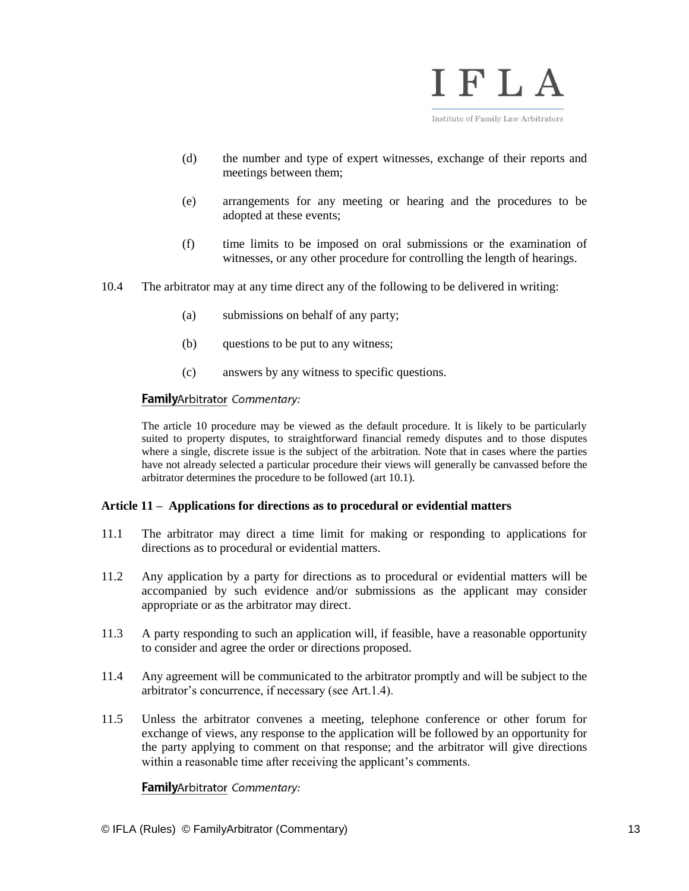(d) the number and type of expert witnesses, exchange of their reports and meetings between them;

(e) arrangements for any meeting or hearing and the procedures to be adopted at these events;

(f) time limits to be imposed on oral submissions or the examination of witnesses, or any other procedure for controlling the length of hearings.

10.4 The arbitrator may at any time direct any of the following to be delivered in writing:

(a) submissions on behalf of any party;

(b) questions to be put to any witness;

(c) answers by any witness to specific questions.

**Family**Arbitrator *Commentary:*

The article 10 procedure may be viewed as the default procedure. It is likely to be particularly suited to property disputes, to straightforward financial remedy disputes and to those disputes where a single, discrete issue is the subject of the arbitration. Note that in cases where the parties have not already selected a particular procedure their views will generally be canvassed before the arbitrator determines the procedure to be followed (art 10.1).

### Article 11 – Applications for directions as to procedural or evidential matters

11.1 The arbitrator may direct a time limit for making or responding to applications for directions as to procedural or evidential matters.

11.2 Any application by a party for directions as to procedural or evidential matters will be accompanied by such evidence and/or submissions as the applicant may consider appropriate or as the arbitrator may direct.

11.3 A party responding to such an application will, if feasible, have a reasonable opportunity to consider and agree the order or directions proposed.

11.4 Any agreement will be communicated to the arbitrator promptly and will be subject to the arbitrator's concurrence, if necessary (see Art.1.4).

11.5 Unless the arbitrator convenes a meeting, telephone conference or other forum for exchange of views, any response to the application will be followed by an opportunity for the party applying to comment on that response; and the arbitrator will give directions within a reasonable time after receiving the applicant's comments.

**Family**Arbitrator *Commentary:*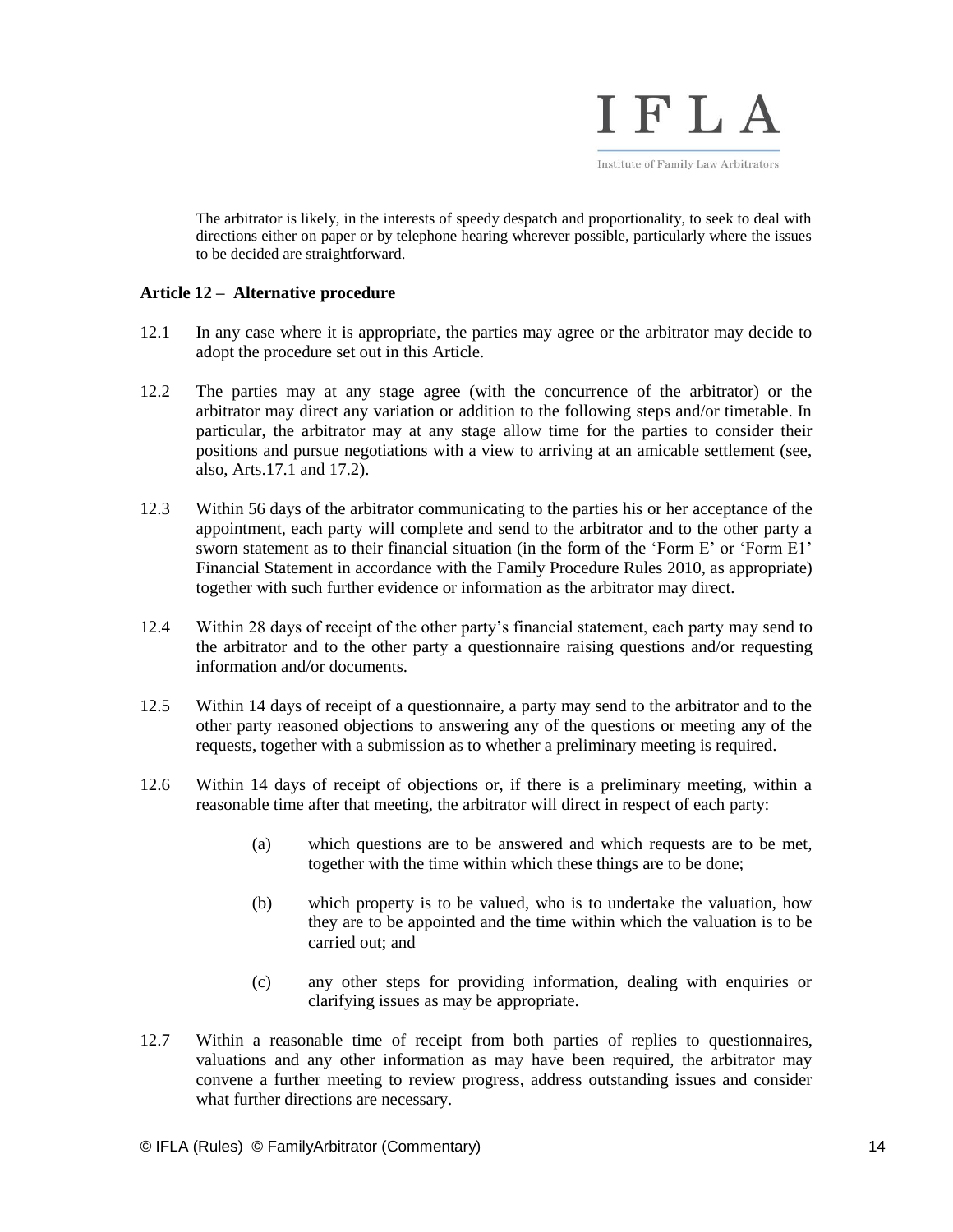The arbitrator is likely, in the interests of speedy despatch and proportionality, to seek to deal with directions either on paper or by telephone hearing wherever possible, particularly where the issues to be decided are straightforward.

**Article 12 – Alternative procedure**

12.1 In any case where it is appropriate, the parties may agree or the arbitrator may decide to adopt the procedure set out in this Article.

12.2 The parties may at any stage agree (with the concurrence of the arbitrator) or the arbitrator may direct any variation or addition to the following steps and/or timetable. In particular, the arbitrator may at any stage allow time for the parties to consider their positions and pursue negotiations with a view to arriving at an amicable settlement (see, also, Arts.17.1 and 17.2).

12.3 Within 56 days of the arbitrator communicating to the parties his or her acceptance of the appointment, each party will complete and send to the arbitrator and to the other party a sworn statement as to their financial situation (in the form of the 'Form E' or 'Form E1' Financial Statement in accordance with the Family Procedure Rules 2010, as appropriate) together with such further evidence or information as the arbitrator may direct.

12.4 Within 28 days of receipt of the other party's financial statement, each party may send to the arbitrator and to the other party a questionnaire raising questions and/or requesting information and/or documents.

12.5 Within 14 days of receipt of a questionnaire, a party may send to the arbitrator and to the other party reasoned objections to answering any of the questions or meeting any of the requests, together with a submission as to whether a preliminary meeting is required.

12.6 Within 14 days of receipt of objections or, if there is a preliminary meeting, within a reasonable time after that meeting, the arbitrator will direct in respect of each party:

- (a) which questions are to be answered and which requests are to be met, together with the time within which these things are to be done;
- (b) which property is to be valued, who is to undertake the valuation, how they are to be appointed and the time within which the valuation is to be carried out; and
- (c) any other steps for providing information, dealing with enquiries or clarifying issues as may be appropriate.

12.7 Within a reasonable time of receipt from both parties of replies to questionnaires, valuations and any other information as may have been required, the arbitrator may convene a further meeting to review progress, address outstanding issues and consider what further directions are necessary.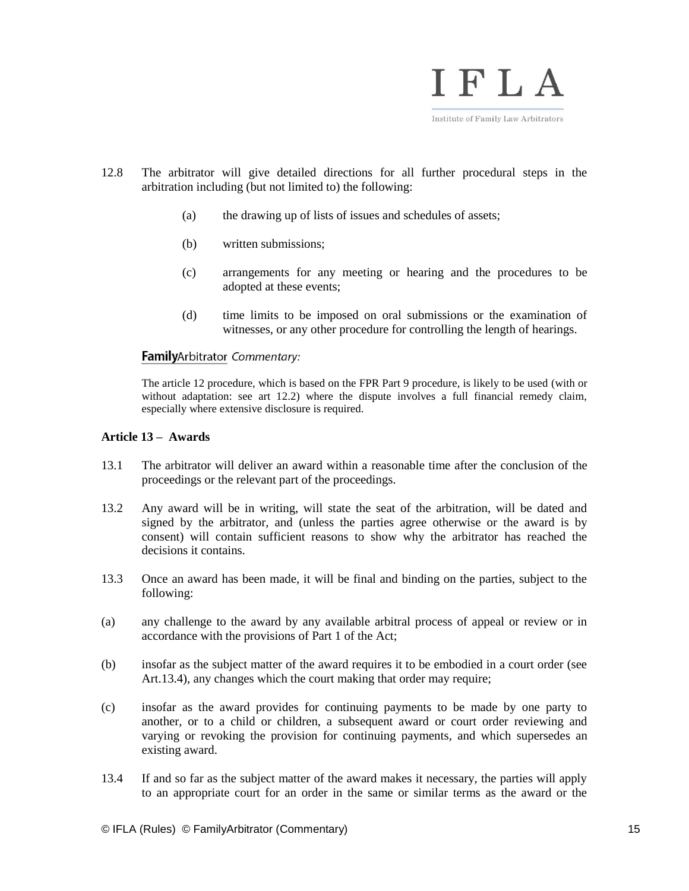12.8 The arbitrator will give detailed directions for all further procedural steps in the arbitration including (but not limited to) the following:

   (a) the drawing up of lists of issues and schedules of assets;

   (b) written submissions;

   (c) arrangements for any meeting or hearing and the procedures to be adopted at these events;

   (d) time limits to be imposed on oral submissions or the examination of witnesses, or any other procedure for controlling the length of hearings.

**Family**Arbitrator *Commentary:*

The article 12 procedure, which is based on the FPR Part 9 procedure, is likely to be used (with or without adaptation: see art 12.2) where the dispute involves a full financial remedy claim, especially where extensive disclosure is required.

**Article 13 – Awards**

13.1 The arbitrator will deliver an award within a reasonable time after the conclusion of the proceedings or the relevant part of the proceedings.

13.2 Any award will be in writing, will state the seat of the arbitration, will be dated and signed by the arbitrator, and (unless the parties agree otherwise or the award is by consent) will contain sufficient reasons to show why the arbitrator has reached the decisions it contains.

13.3 Once an award has been made, it will be final and binding on the parties, subject to the following:

(a) any challenge to the award by any available arbitral process of appeal or review or in accordance with the provisions of Part 1 of the Act;

(b) insofar as the subject matter of the award requires it to be embodied in a court order (see Art.13.4), any changes which the court making that order may require;

(c) insofar as the award provides for continuing payments to be made by one party to another, or to a child or children, a subsequent award or court order reviewing and varying or revoking the provision for continuing payments, and which supersedes an existing award.

13.4 If and so far as the subject matter of the award makes it necessary, the parties will apply to an appropriate court for an order in the same or similar terms as the award or the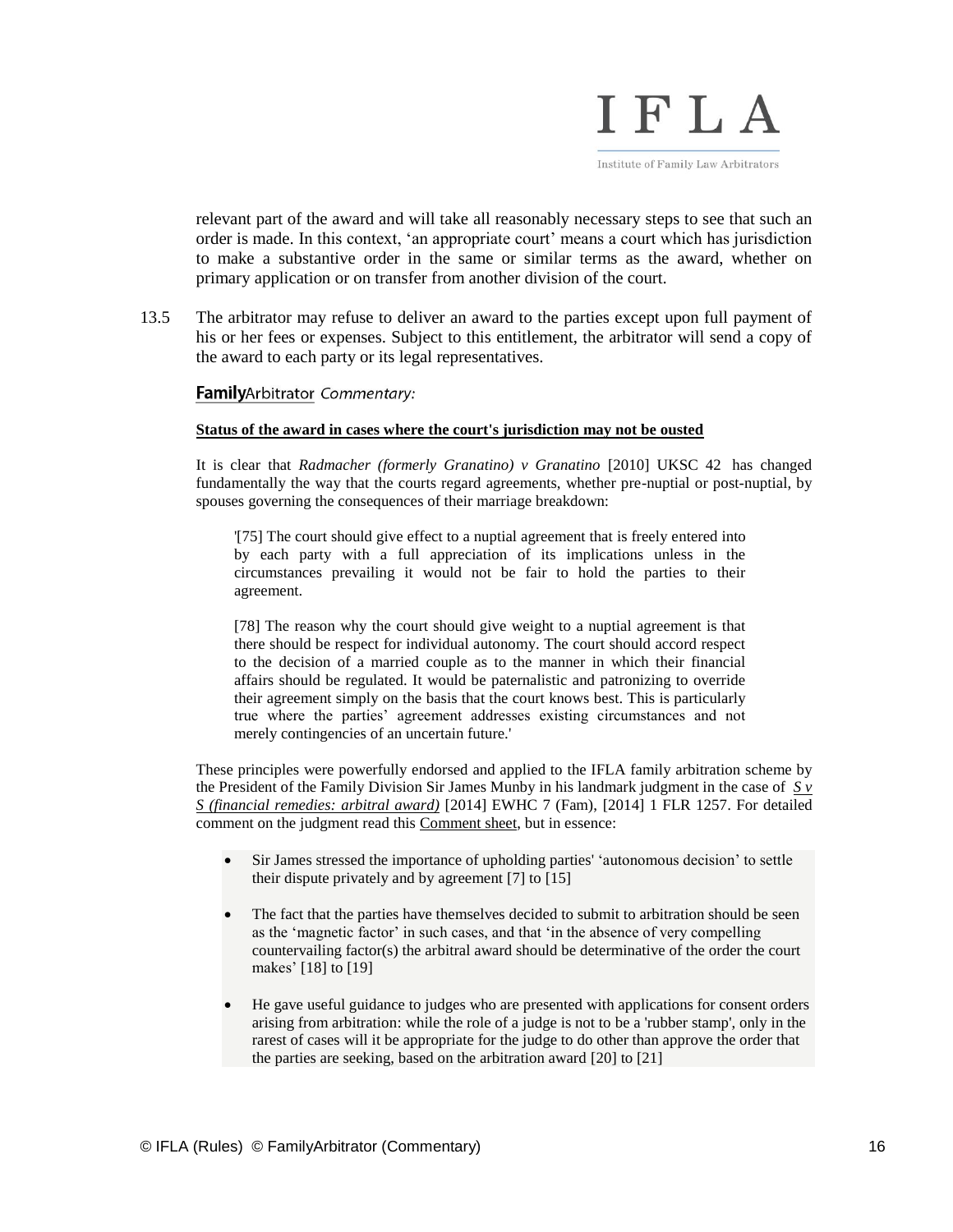relevant part of the award and will take all reasonably necessary steps to see that such an order is made. In this context, 'an appropriate court' means a court which has jurisdiction to make a substantive order in the same or similar terms as the award, whether on primary application or on transfer from another division of the court.

13.5 The arbitrator may refuse to deliver an award to the parties except upon full payment of his or her fees or expenses. Subject to this entitlement, the arbitrator will send a copy of the award to each party or its legal representatives.

**Family**Arbitrator *Commentary:*

**Status of the award in cases where the court's jurisdiction may not be ousted**

It is clear that *Radmacher (formerly Granatino) v Granatino* [2010] UKSC 42 has changed fundamentally the way that the courts regard agreements, whether pre-nuptial or post-nuptial, by spouses governing the consequences of their marriage breakdown:

> '[75] The court should give effect to a nuptial agreement that is freely entered into by each party with a full appreciation of its implications unless in the circumstances prevailing it would not be fair to hold the parties to their agreement.
>
> [78] The reason why the court should give weight to a nuptial agreement is that there should be respect for individual autonomy. The court should accord respect to the decision of a married couple as to the manner in which their financial affairs should be regulated. It would be paternalistic and patronizing to override their agreement simply on the basis that the court knows best. This is particularly true where the parties' agreement addresses existing circumstances and not merely contingencies of an uncertain future.'

These principles were powerfully endorsed and applied to the IFLA family arbitration scheme by the President of the Family Division Sir James Munby in his landmark judgment in the case of *S v S (financial remedies: arbitral award)* [2014] EWHC 7 (Fam), [2014] 1 FLR 1257. For detailed comment on the judgment read this Comment sheet, but in essence:

- Sir James stressed the importance of upholding parties' 'autonomous decision' to settle their dispute privately and by agreement [7] to [15]
- The fact that the parties have themselves decided to submit to arbitration should be seen as the 'magnetic factor' in such cases, and that 'in the absence of very compelling countervailing factor(s) the arbitral award should be determinative of the order the court makes' [18] to [19]
- He gave useful guidance to judges who are presented with applications for consent orders arising from arbitration: while the role of a judge is not to be a 'rubber stamp', only in the rarest of cases will it be appropriate for the judge to do other than approve the order that the parties are seeking, based on the arbitration award [20] to [21]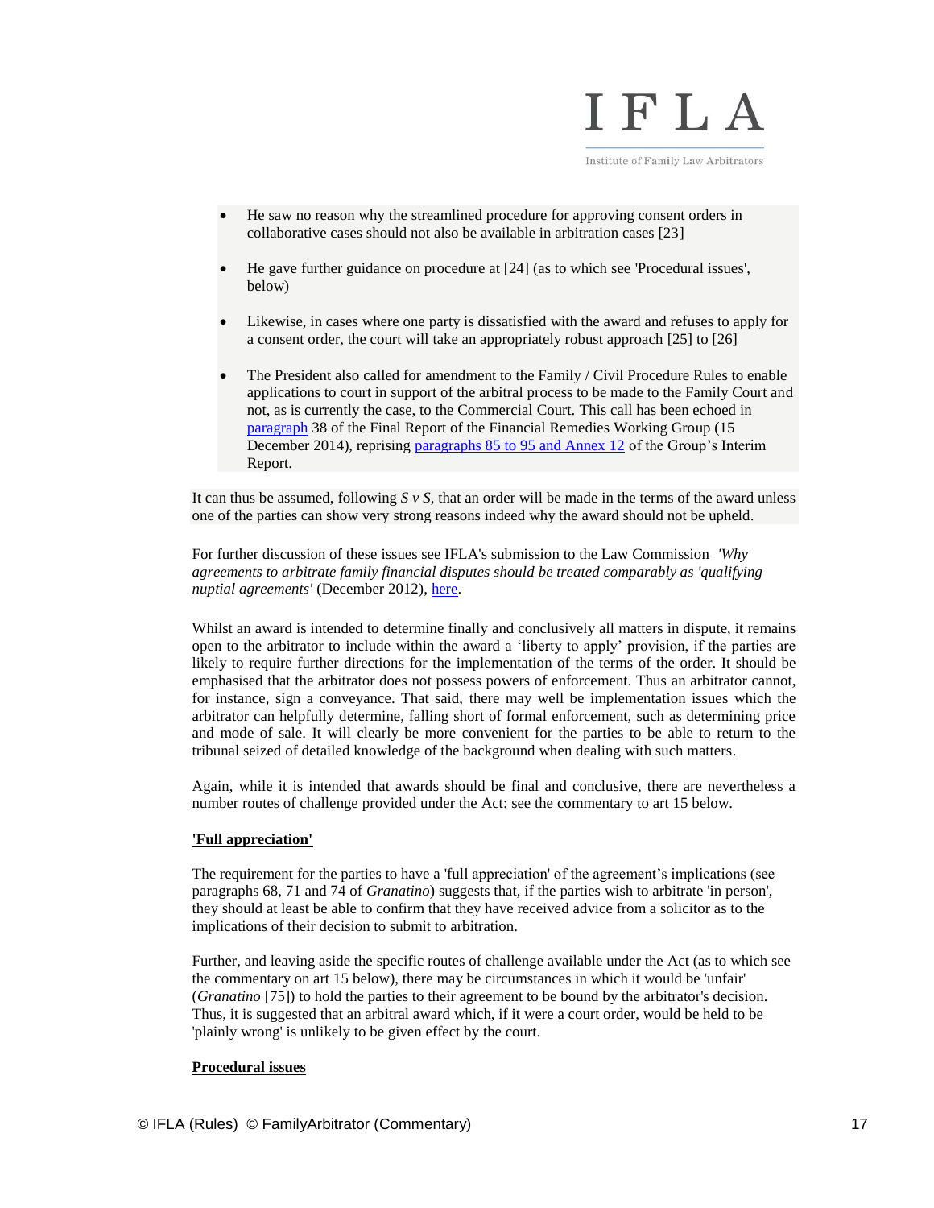- He saw no reason why the streamlined procedure for approving consent orders in collaborative cases should not also be available in arbitration cases [23]

- He gave further guidance on procedure at [24] (as to which see 'Procedural issues', below)

- Likewise, in cases where one party is dissatisfied with the award and refuses to apply for a consent order, the court will take an appropriately robust approach [25] to [26]

- The President also called for amendment to the Family / Civil Procedure Rules to enable applications to court in support of the arbitral process to be made to the Family Court and not, as is currently the case, to the Commercial Court. This call has been echoed in paragraph 38 of the Final Report of the Financial Remedies Working Group (15 December 2014), reprising paragraphs 85 to 95 and Annex 12 of the Group's Interim Report.

It can thus be assumed, following *S v S*, that an order will be made in the terms of the award unless one of the parties can show very strong reasons indeed why the award should not be upheld.

For further discussion of these issues see IFLA's submission to the Law Commission *'Why agreements to arbitrate family financial disputes should be treated comparably as 'qualifying nuptial agreements'* (December 2012), here.

Whilst an award is intended to determine finally and conclusively all matters in dispute, it remains open to the arbitrator to include within the award a 'liberty to apply' provision, if the parties are likely to require further directions for the implementation of the terms of the order. It should be emphasised that the arbitrator does not possess powers of enforcement. Thus an arbitrator cannot, for instance, sign a conveyance. That said, there may well be implementation issues which the arbitrator can helpfully determine, falling short of formal enforcement, such as determining price and mode of sale. It will clearly be more convenient for the parties to be able to return to the tribunal seized of detailed knowledge of the background when dealing with such matters.

Again, while it is intended that awards should be final and conclusive, there are nevertheless a number routes of challenge provided under the Act: see the commentary to art 15 below.

**'Full appreciation'**

The requirement for the parties to have a 'full appreciation' of the agreement's implications (see paragraphs 68, 71 and 74 of *Granatino*) suggests that, if the parties wish to arbitrate 'in person', they should at least be able to confirm that they have received advice from a solicitor as to the implications of their decision to submit to arbitration.

Further, and leaving aside the specific routes of challenge available under the Act (as to which see the commentary on art 15 below), there may be circumstances in which it would be 'unfair' (*Granatino* [75]) to hold the parties to their agreement to be bound by the arbitrator's decision. Thus, it is suggested that an arbitral award which, if it were a court order, would be held to be 'plainly wrong' is unlikely to be given effect by the court.

**Procedural issues**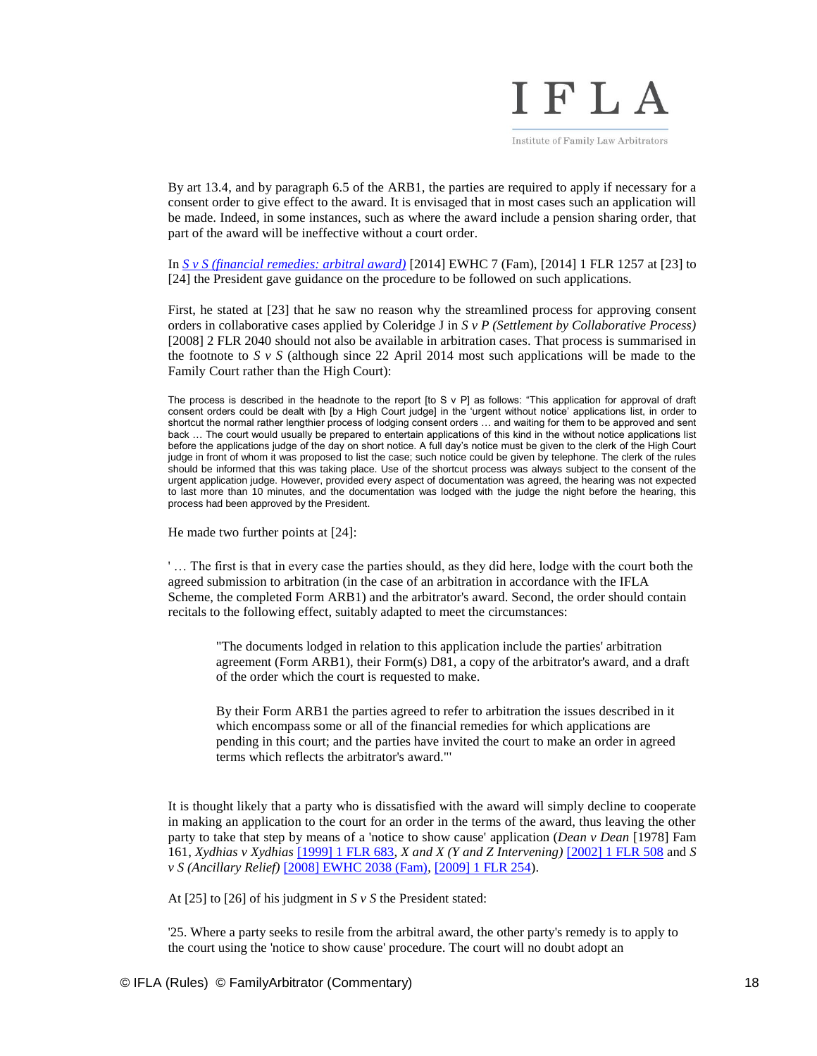By art 13.4, and by paragraph 6.5 of the ARB1, the parties are required to apply if necessary for a consent order to give effect to the award. It is envisaged that in most cases such an application will be made. Indeed, in some instances, such as where the award include a pension sharing order, that part of the award will be ineffective without a court order.

In *S v S (financial remedies: arbitral award)* [2014] EWHC 7 (Fam), [2014] 1 FLR 1257 at [23] to [24] the President gave guidance on the procedure to be followed on such applications.

First, he stated at [23] that he saw no reason why the streamlined process for approving consent orders in collaborative cases applied by Coleridge J in *S v P (Settlement by Collaborative Process)* [2008] 2 FLR 2040 should not also be available in arbitration cases. That process is summarised in the footnote to *S v S* (although since 22 April 2014 most such applications will be made to the Family Court rather than the High Court):

The process is described in the headnote to the report [to S v P] as follows: "This application for approval of draft consent orders could be dealt with [by a High Court judge] in the 'urgent without notice' applications list, in order to shortcut the normal rather lengthier process of lodging consent orders … and waiting for them to be approved and sent back … The court would usually be prepared to entertain applications of this kind in the without notice applications list before the applications judge of the day on short notice. A full day's notice must be given to the clerk of the High Court judge in front of whom it was proposed to list the case; such notice could be given by telephone. The clerk of the rules should be informed that this was taking place. Use of the shortcut process was always subject to the consent of the urgent application judge. However, provided every aspect of documentation was agreed, the hearing was not expected to last more than 10 minutes, and the documentation was lodged with the judge the night before the hearing, this process had been approved by the President.

He made two further points at [24]:

' … The first is that in every case the parties should, as they did here, lodge with the court both the agreed submission to arbitration (in the case of an arbitration in accordance with the IFLA Scheme, the completed Form ARB1) and the arbitrator's award. Second, the order should contain recitals to the following effect, suitably adapted to meet the circumstances:

> "The documents lodged in relation to this application include the parties' arbitration agreement (Form ARB1), their Form(s) D81, a copy of the arbitrator's award, and a draft of the order which the court is requested to make.
>
> By their Form ARB1 the parties agreed to refer to arbitration the issues described in it which encompass some or all of the financial remedies for which applications are pending in this court; and the parties have invited the court to make an order in agreed terms which reflects the arbitrator's award."'

It is thought likely that a party who is dissatisfied with the award will simply decline to cooperate in making an application to the court for an order in the terms of the award, thus leaving the other party to take that step by means of a 'notice to show cause' application (*Dean v Dean* [1978] Fam 161, *Xydhias v Xydhias* [1999] 1 FLR 683, *X and X (Y and Z Intervening)* [2002] 1 FLR 508 and *S v S (Ancillary Relief)* [2008] EWHC 2038 (Fam), [2009] 1 FLR 254).

At [25] to [26] of his judgment in *S v S* the President stated:

'25. Where a party seeks to resile from the arbitral award, the other party's remedy is to apply to the court using the 'notice to show cause' procedure. The court will no doubt adopt an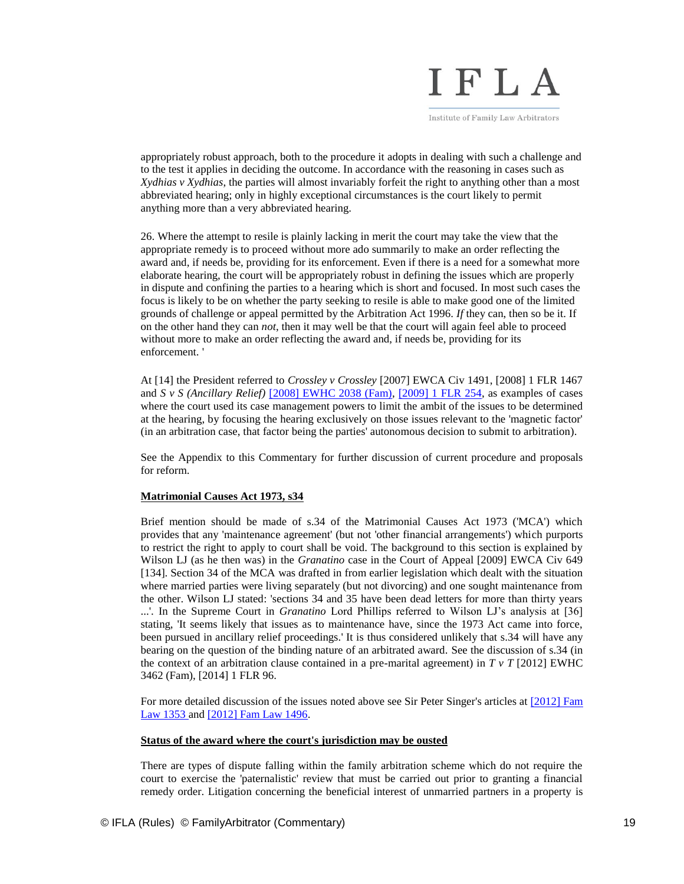appropriately robust approach, both to the procedure it adopts in dealing with such a challenge and to the test it applies in deciding the outcome. In accordance with the reasoning in cases such as *Xydhias v Xydhias*, the parties will almost invariably forfeit the right to anything other than a most abbreviated hearing; only in highly exceptional circumstances is the court likely to permit anything more than a very abbreviated hearing.

26. Where the attempt to resile is plainly lacking in merit the court may take the view that the appropriate remedy is to proceed without more ado summarily to make an order reflecting the award and, if needs be, providing for its enforcement. Even if there is a need for a somewhat more elaborate hearing, the court will be appropriately robust in defining the issues which are properly in dispute and confining the parties to a hearing which is short and focused. In most such cases the focus is likely to be on whether the party seeking to resile is able to make good one of the limited grounds of challenge or appeal permitted by the Arbitration Act 1996. *If* they can, then so be it. If on the other hand they can *not*, then it may well be that the court will again feel able to proceed without more to make an order reflecting the award and, if needs be, providing for its enforcement. '

At [14] the President referred to *Crossley v Crossley* [2007] EWCA Civ 1491, [2008] 1 FLR 1467 and *S v S (Ancillary Relief)* [2008] EWHC 2038 (Fam), [2009] 1 FLR 254, as examples of cases where the court used its case management powers to limit the ambit of the issues to be determined at the hearing, by focusing the hearing exclusively on those issues relevant to the 'magnetic factor' (in an arbitration case, that factor being the parties' autonomous decision to submit to arbitration).

See the Appendix to this Commentary for further discussion of current procedure and proposals for reform.

**Matrimonial Causes Act 1973, s34**

Brief mention should be made of s.34 of the Matrimonial Causes Act 1973 ('MCA') which provides that any 'maintenance agreement' (but not 'other financial arrangements') which purports to restrict the right to apply to court shall be void. The background to this section is explained by Wilson LJ (as he then was) in the *Granatino* case in the Court of Appeal [2009] EWCA Civ 649 [134]. Section 34 of the MCA was drafted in from earlier legislation which dealt with the situation where married parties were living separately (but not divorcing) and one sought maintenance from the other. Wilson LJ stated: 'sections 34 and 35 have been dead letters for more than thirty years ...'. In the Supreme Court in *Granatino* Lord Phillips referred to Wilson LJ's analysis at [36] stating, 'It seems likely that issues as to maintenance have, since the 1973 Act came into force, been pursued in ancillary relief proceedings.' It is thus considered unlikely that s.34 will have any bearing on the question of the binding nature of an arbitrated award. See the discussion of s.34 (in the context of an arbitration clause contained in a pre-marital agreement) in *T v T* [2012] EWHC 3462 (Fam), [2014] 1 FLR 96.

For more detailed discussion of the issues noted above see Sir Peter Singer's articles at [2012] Fam Law 1353 and [2012] Fam Law 1496.

**Status of the award where the court's jurisdiction may be ousted**

There are types of dispute falling within the family arbitration scheme which do not require the court to exercise the 'paternalistic' review that must be carried out prior to granting a financial remedy order. Litigation concerning the beneficial interest of unmarried partners in a property is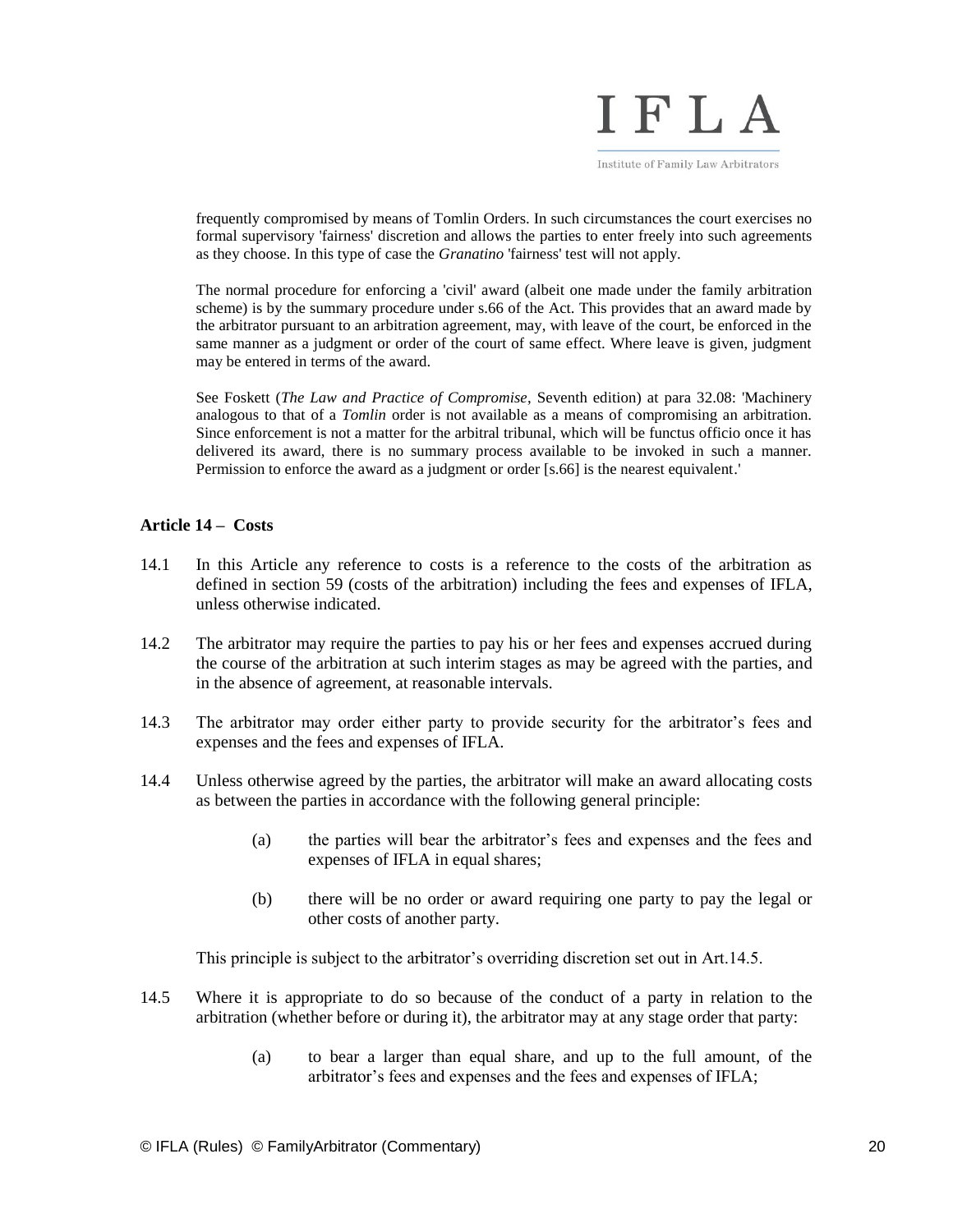frequently compromised by means of Tomlin Orders. In such circumstances the court exercises no formal supervisory 'fairness' discretion and allows the parties to enter freely into such agreements as they choose. In this type of case the *Granatino* 'fairness' test will not apply.

The normal procedure for enforcing a 'civil' award (albeit one made under the family arbitration scheme) is by the summary procedure under s.66 of the Act. This provides that an award made by the arbitrator pursuant to an arbitration agreement, may, with leave of the court, be enforced in the same manner as a judgment or order of the court of same effect. Where leave is given, judgment may be entered in terms of the award.

See Foskett (*The Law and Practice of Compromise*, Seventh edition) at para 32.08: 'Machinery analogous to that of a *Tomlin* order is not available as a means of compromising an arbitration. Since enforcement is not a matter for the arbitral tribunal, which will be functus officio once it has delivered its award, there is no summary process available to be invoked in such a manner. Permission to enforce the award as a judgment or order [s.66] is the nearest equivalent.'

### Article 14 – Costs

14.1 In this Article any reference to costs is a reference to the costs of the arbitration as defined in section 59 (costs of the arbitration) including the fees and expenses of IFLA, unless otherwise indicated.

14.2 The arbitrator may require the parties to pay his or her fees and expenses accrued during the course of the arbitration at such interim stages as may be agreed with the parties, and in the absence of agreement, at reasonable intervals.

14.3 The arbitrator may order either party to provide security for the arbitrator's fees and expenses and the fees and expenses of IFLA.

14.4 Unless otherwise agreed by the parties, the arbitrator will make an award allocating costs as between the parties in accordance with the following general principle:

(a) the parties will bear the arbitrator's fees and expenses and the fees and expenses of IFLA in equal shares;

(b) there will be no order or award requiring one party to pay the legal or other costs of another party.

This principle is subject to the arbitrator's overriding discretion set out in Art.14.5.

14.5 Where it is appropriate to do so because of the conduct of a party in relation to the arbitration (whether before or during it), the arbitrator may at any stage order that party:

(a) to bear a larger than equal share, and up to the full amount, of the arbitrator's fees and expenses and the fees and expenses of IFLA;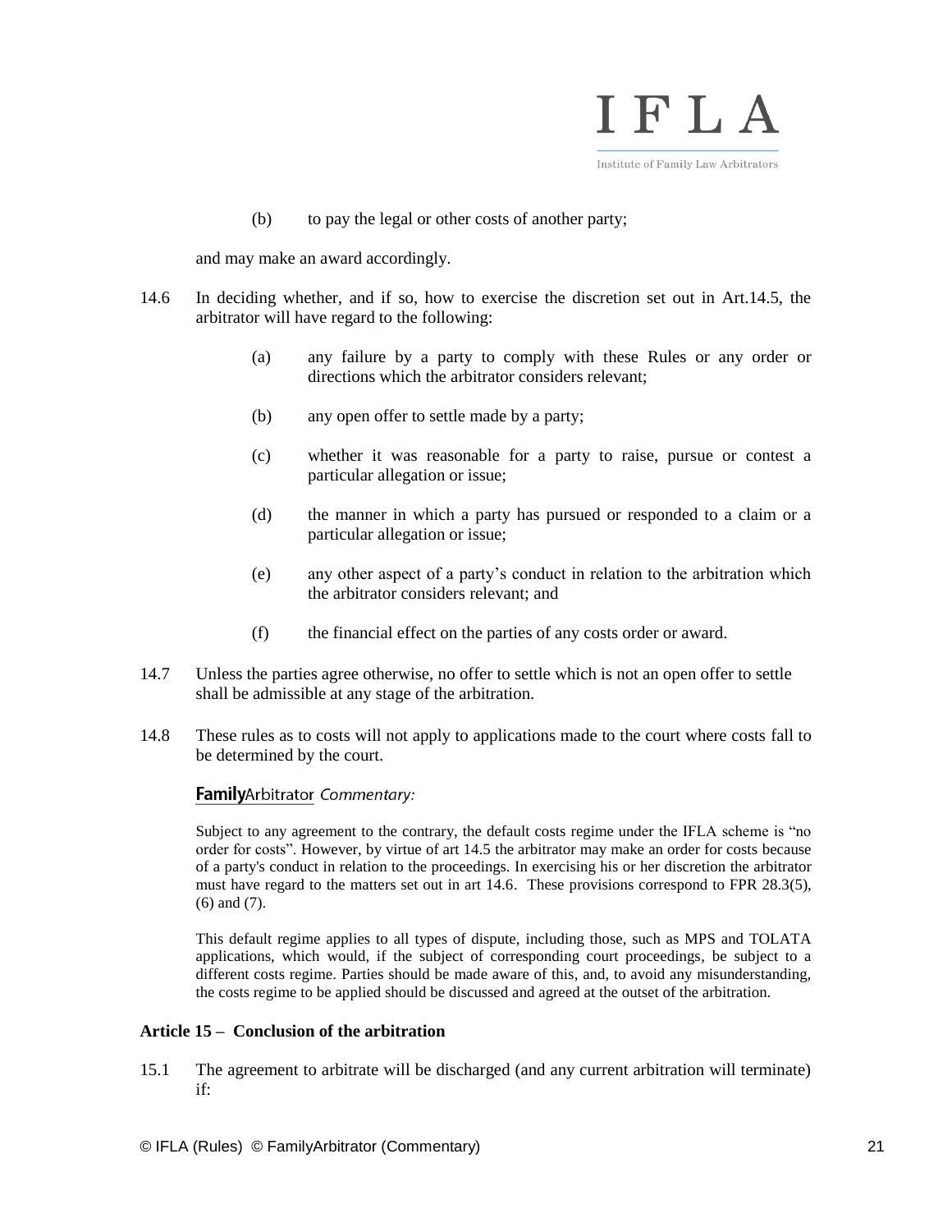(b) to pay the legal or other costs of another party;

and may make an award accordingly.

14.6 In deciding whether, and if so, how to exercise the discretion set out in Art.14.5, the arbitrator will have regard to the following:

(a) any failure by a party to comply with these Rules or any order or directions which the arbitrator considers relevant;

(b) any open offer to settle made by a party;

(c) whether it was reasonable for a party to raise, pursue or contest a particular allegation or issue;

(d) the manner in which a party has pursued or responded to a claim or a particular allegation or issue;

(e) any other aspect of a party's conduct in relation to the arbitration which the arbitrator considers relevant; and

(f) the financial effect on the parties of any costs order or award.

14.7 Unless the parties agree otherwise, no offer to settle which is not an open offer to settle shall be admissible at any stage of the arbitration.

14.8 These rules as to costs will not apply to applications made to the court where costs fall to be determined by the court.

**Family**Arbitrator *Commentary:*

Subject to any agreement to the contrary, the default costs regime under the IFLA scheme is "no order for costs". However, by virtue of art 14.5 the arbitrator may make an order for costs because of a party's conduct in relation to the proceedings. In exercising his or her discretion the arbitrator must have regard to the matters set out in art 14.6. These provisions correspond to FPR 28.3(5), (6) and (7).

This default regime applies to all types of dispute, including those, such as MPS and TOLATA applications, which would, if the subject of corresponding court proceedings, be subject to a different costs regime. Parties should be made aware of this, and, to avoid any misunderstanding, the costs regime to be applied should be discussed and agreed at the outset of the arbitration.

**Article 15 – Conclusion of the arbitration**

15.1 The agreement to arbitrate will be discharged (and any current arbitration will terminate) if: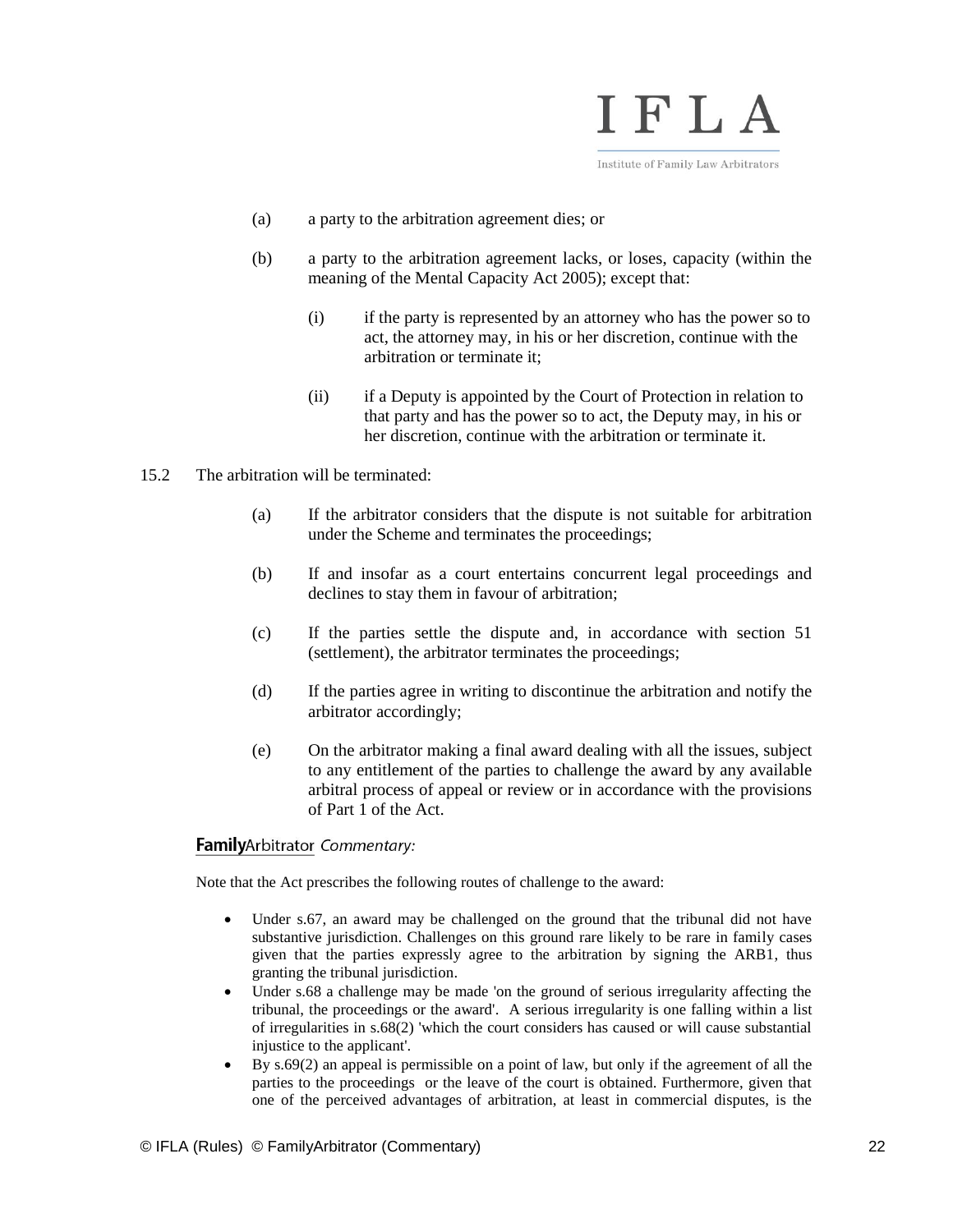(a) a party to the arbitration agreement dies; or

(b) a party to the arbitration agreement lacks, or loses, capacity (within the meaning of the Mental Capacity Act 2005); except that:

   (i) if the party is represented by an attorney who has the power so to act, the attorney may, in his or her discretion, continue with the arbitration or terminate it;

   (ii) if a Deputy is appointed by the Court of Protection in relation to that party and has the power so to act, the Deputy may, in his or her discretion, continue with the arbitration or terminate it.

15.2 The arbitration will be terminated:

(a) If the arbitrator considers that the dispute is not suitable for arbitration under the Scheme and terminates the proceedings;

(b) If and insofar as a court entertains concurrent legal proceedings and declines to stay them in favour of arbitration;

(c) If the parties settle the dispute and, in accordance with section 51 (settlement), the arbitrator terminates the proceedings;

(d) If the parties agree in writing to discontinue the arbitration and notify the arbitrator accordingly;

(e) On the arbitrator making a final award dealing with all the issues, subject to any entitlement of the parties to challenge the award by any available arbitral process of appeal or review or in accordance with the provisions of Part 1 of the Act.

**Family**Arbitrator *Commentary:*

Note that the Act prescribes the following routes of challenge to the award:

- Under s.67, an award may be challenged on the ground that the tribunal did not have substantive jurisdiction. Challenges on this ground rare likely to be rare in family cases given that the parties expressly agree to the arbitration by signing the ARB1, thus granting the tribunal jurisdiction.
- Under s.68 a challenge may be made 'on the ground of serious irregularity affecting the tribunal, the proceedings or the award'. A serious irregularity is one falling within a list of irregularities in s.68(2) 'which the court considers has caused or will cause substantial injustice to the applicant'.
- By s.69(2) an appeal is permissible on a point of law, but only if the agreement of all the parties to the proceedings or the leave of the court is obtained. Furthermore, given that one of the perceived advantages of arbitration, at least in commercial disputes, is the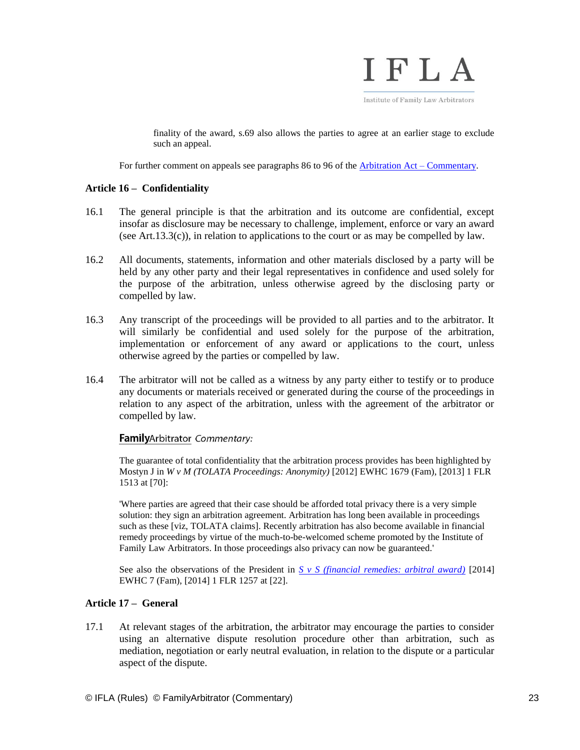finality of the award, s.69 also allows the parties to agree at an earlier stage to exclude such an appeal.

For further comment on appeals see paragraphs 86 to 96 of the Arbitration Act – Commentary.

### Article 16 – Confidentiality

16.1 The general principle is that the arbitration and its outcome are confidential, except insofar as disclosure may be necessary to challenge, implement, enforce or vary an award (see Art.13.3(c)), in relation to applications to the court or as may be compelled by law.

16.2 All documents, statements, information and other materials disclosed by a party will be held by any other party and their legal representatives in confidence and used solely for the purpose of the arbitration, unless otherwise agreed by the disclosing party or compelled by law.

16.3 Any transcript of the proceedings will be provided to all parties and to the arbitrator. It will similarly be confidential and used solely for the purpose of the arbitration, implementation or enforcement of any award or applications to the court, unless otherwise agreed by the parties or compelled by law.

16.4 The arbitrator will not be called as a witness by any party either to testify or to produce any documents or materials received or generated during the course of the proceedings in relation to any aspect of the arbitration, unless with the agreement of the arbitrator or compelled by law.

**Family**Arbitrator *Commentary:*

The guarantee of total confidentiality that the arbitration process provides has been highlighted by Mostyn J in *W v M (TOLATA Proceedings: Anonymity)* [2012] EWHC 1679 (Fam), [2013] 1 FLR 1513 at [70]:

'Where parties are agreed that their case should be afforded total privacy there is a very simple solution: they sign an arbitration agreement. Arbitration has long been available in proceedings such as these [viz, TOLATA claims]. Recently arbitration has also become available in financial remedy proceedings by virtue of the much-to-be-welcomed scheme promoted by the Institute of Family Law Arbitrators. In those proceedings also privacy can now be guaranteed.'

See also the observations of the President in *S v S (financial remedies: arbitral award)* [2014] EWHC 7 (Fam), [2014] 1 FLR 1257 at [22].

### Article 17 – General

17.1 At relevant stages of the arbitration, the arbitrator may encourage the parties to consider using an alternative dispute resolution procedure other than arbitration, such as mediation, negotiation or early neutral evaluation, in relation to the dispute or a particular aspect of the dispute.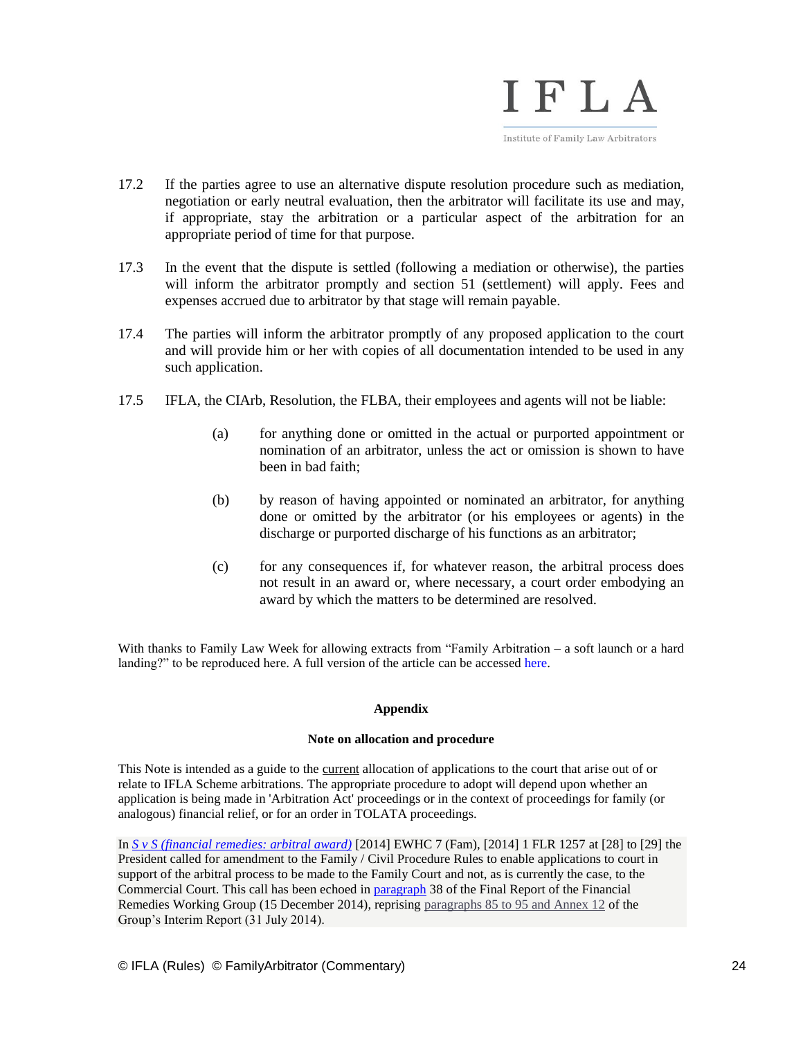17.2 If the parties agree to use an alternative dispute resolution procedure such as mediation, negotiation or early neutral evaluation, then the arbitrator will facilitate its use and may, if appropriate, stay the arbitration or a particular aspect of the arbitration for an appropriate period of time for that purpose.

17.3 In the event that the dispute is settled (following a mediation or otherwise), the parties will inform the arbitrator promptly and section 51 (settlement) will apply. Fees and expenses accrued due to arbitrator by that stage will remain payable.

17.4 The parties will inform the arbitrator promptly of any proposed application to the court and will provide him or her with copies of all documentation intended to be used in any such application.

17.5 IFLA, the CIArb, Resolution, the FLBA, their employees and agents will not be liable:

(a) for anything done or omitted in the actual or purported appointment or nomination of an arbitrator, unless the act or omission is shown to have been in bad faith;

(b) by reason of having appointed or nominated an arbitrator, for anything done or omitted by the arbitrator (or his employees or agents) in the discharge or purported discharge of his functions as an arbitrator;

(c) for any consequences if, for whatever reason, the arbitral process does not result in an award or, where necessary, a court order embodying an award by which the matters to be determined are resolved.

With thanks to Family Law Week for allowing extracts from "Family Arbitration – a soft launch or a hard landing?" to be reproduced here. A full version of the article can be accessed here.

**Appendix**

**Note on allocation and procedure**

This Note is intended as a guide to the current allocation of applications to the court that arise out of or relate to IFLA Scheme arbitrations. The appropriate procedure to adopt will depend upon whether an application is being made in 'Arbitration Act' proceedings or in the context of proceedings for family (or analogous) financial relief, or for an order in TOLATA proceedings.

In *S v S (financial remedies: arbitral award)* [2014] EWHC 7 (Fam), [2014] 1 FLR 1257 at [28] to [29] the President called for amendment to the Family / Civil Procedure Rules to enable applications to court in support of the arbitral process to be made to the Family Court and not, as is currently the case, to the Commercial Court. This call has been echoed in paragraph 38 of the Final Report of the Financial Remedies Working Group (15 December 2014), reprising paragraphs 85 to 95 and Annex 12 of the Group's Interim Report (31 July 2014).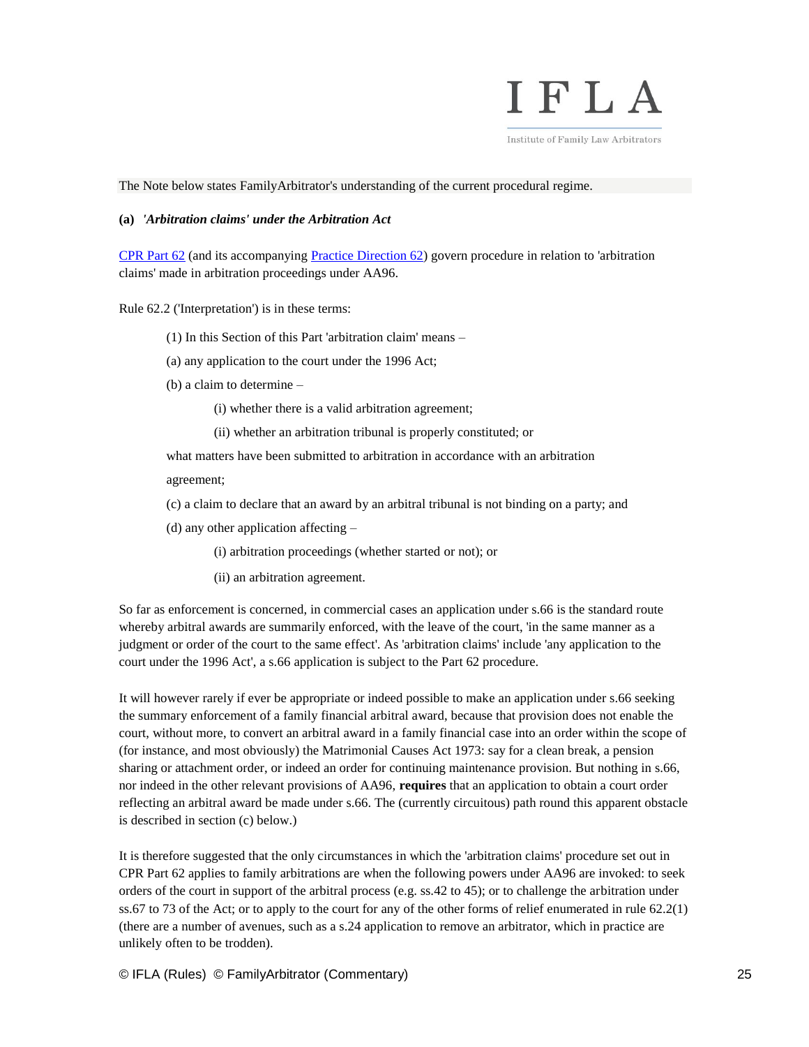The Note below states FamilyArbitrator's understanding of the current procedural regime.

**(a)** ***'Arbitration claims' under the Arbitration Act***

CPR Part 62 (and its accompanying Practice Direction 62) govern procedure in relation to 'arbitration claims' made in arbitration proceedings under AA96.

Rule 62.2 ('Interpretation') is in these terms:

> (1) In this Section of this Part 'arbitration claim' means –
>
> (a) any application to the court under the 1996 Act;
>
> (b) a claim to determine –
>
>> (i) whether there is a valid arbitration agreement;
>>
>> (ii) whether an arbitration tribunal is properly constituted; or
>
> what matters have been submitted to arbitration in accordance with an arbitration agreement;
>
> (c) a claim to declare that an award by an arbitral tribunal is not binding on a party; and
>
> (d) any other application affecting –
>
>> (i) arbitration proceedings (whether started or not); or
>>
>> (ii) an arbitration agreement.

So far as enforcement is concerned, in commercial cases an application under s.66 is the standard route whereby arbitral awards are summarily enforced, with the leave of the court, 'in the same manner as a judgment or order of the court to the same effect'. As 'arbitration claims' include 'any application to the court under the 1996 Act', a s.66 application is subject to the Part 62 procedure.

It will however rarely if ever be appropriate or indeed possible to make an application under s.66 seeking the summary enforcement of a family financial arbitral award, because that provision does not enable the court, without more, to convert an arbitral award in a family financial case into an order within the scope of (for instance, and most obviously) the Matrimonial Causes Act 1973: say for a clean break, a pension sharing or attachment order, or indeed an order for continuing maintenance provision. But nothing in s.66, nor indeed in the other relevant provisions of AA96, **requires** that an application to obtain a court order reflecting an arbitral award be made under s.66. The (currently circuitous) path round this apparent obstacle is described in section (c) below.)

It is therefore suggested that the only circumstances in which the 'arbitration claims' procedure set out in CPR Part 62 applies to family arbitrations are when the following powers under AA96 are invoked: to seek orders of the court in support of the arbitral process (e.g. ss.42 to 45); or to challenge the arbitration under ss.67 to 73 of the Act; or to apply to the court for any of the other forms of relief enumerated in rule 62.2(1) (there are a number of avenues, such as a s.24 application to remove an arbitrator, which in practice are unlikely often to be trodden).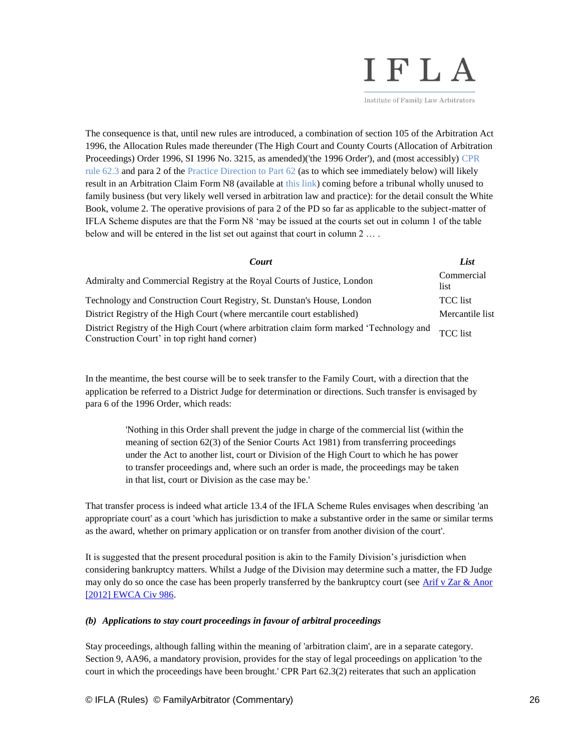The consequence is that, until new rules are introduced, a combination of section 105 of the Arbitration Act 1996, the Allocation Rules made thereunder (The High Court and County Courts (Allocation of Arbitration Proceedings) Order 1996, SI 1996 No. 3215, as amended)('the 1996 Order'), and (most accessibly) CPR rule 62.3 and para 2 of the Practice Direction to Part 62 (as to which see immediately below) will likely result in an Arbitration Claim Form N8 (available at this link) coming before a tribunal wholly unused to family business (but very likely well versed in arbitration law and practice): for the detail consult the White Book, volume 2. The operative provisions of para 2 of the PD so far as applicable to the subject-matter of IFLA Scheme disputes are that the Form N8 'may be issued at the courts set out in column 1 of the table below and will be entered in the list set out against that court in column 2 … .

| ***Court*** | ***List*** |
|---|---|
| Admiralty and Commercial Registry at the Royal Courts of Justice, London | Commercial list |
| Technology and Construction Court Registry, St. Dunstan's House, London | TCC list |
| District Registry of the High Court (where mercantile court established) | Mercantile list |
| District Registry of the High Court (where arbitration claim form marked 'Technology and Construction Court' in top right hand corner) | TCC list |

In the meantime, the best course will be to seek transfer to the Family Court, with a direction that the application be referred to a District Judge for determination or directions. Such transfer is envisaged by para 6 of the 1996 Order, which reads:

> 'Nothing in this Order shall prevent the judge in charge of the commercial list (within the meaning of section 62(3) of the Senior Courts Act 1981) from transferring proceedings under the Act to another list, court or Division of the High Court to which he has power to transfer proceedings and, where such an order is made, the proceedings may be taken in that list, court or Division as the case may be.'

That transfer process is indeed what article 13.4 of the IFLA Scheme Rules envisages when describing 'an appropriate court' as a court 'which has jurisdiction to make a substantive order in the same or similar terms as the award, whether on primary application or on transfer from another division of the court'.

It is suggested that the present procedural position is akin to the Family Division's jurisdiction when considering bankruptcy matters. Whilst a Judge of the Division may determine such a matter, the FD Judge may only do so once the case has been properly transferred by the bankruptcy court (see Arif v Zar & Anor [2012] EWCA Civ 986.

***(b) Applications to stay court proceedings in favour of arbitral proceedings***

Stay proceedings, although falling within the meaning of 'arbitration claim', are in a separate category. Section 9, AA96, a mandatory provision, provides for the stay of legal proceedings on application 'to the court in which the proceedings have been brought.' CPR Part 62.3(2) reiterates that such an application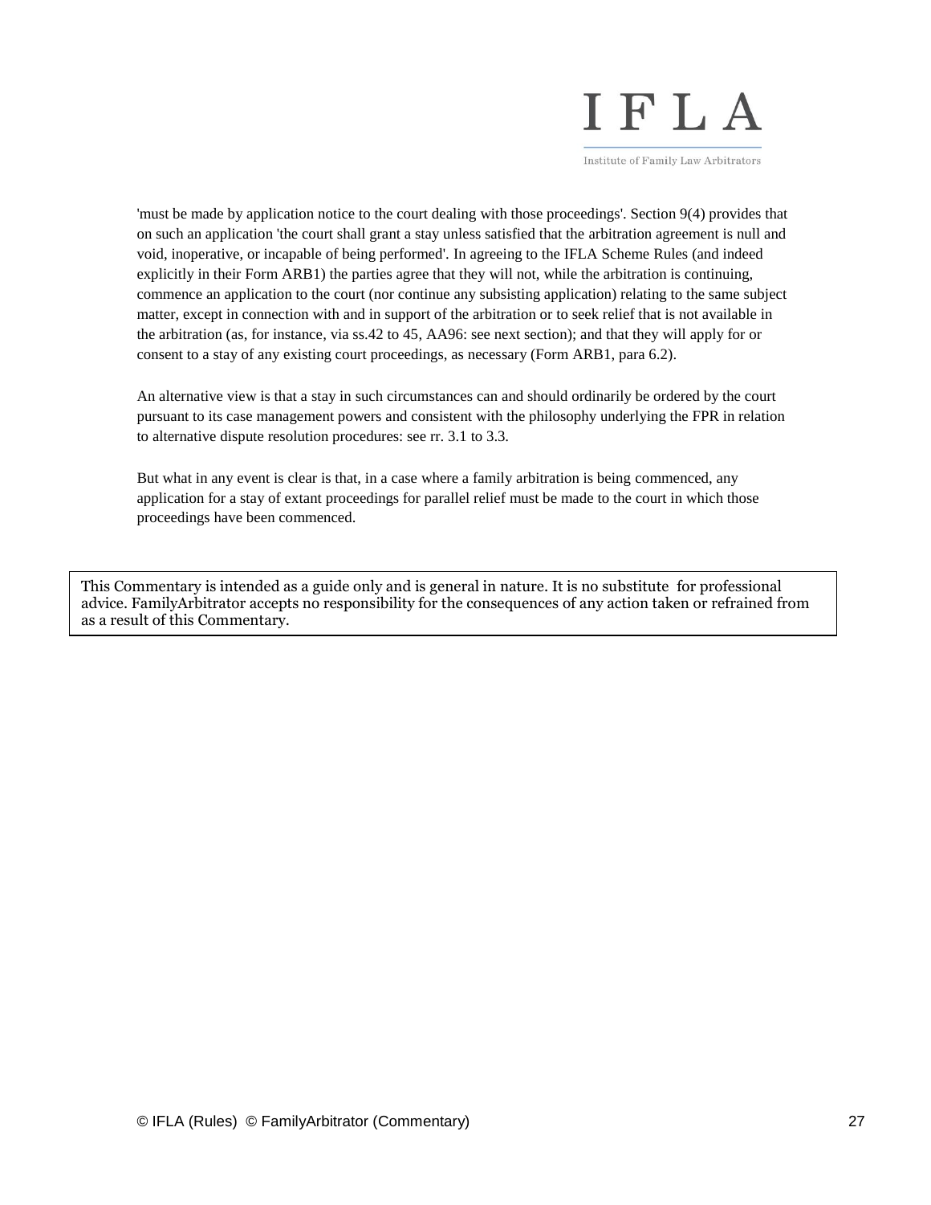'must be made by application notice to the court dealing with those proceedings'. Section 9(4) provides that on such an application 'the court shall grant a stay unless satisfied that the arbitration agreement is null and void, inoperative, or incapable of being performed'. In agreeing to the IFLA Scheme Rules (and indeed explicitly in their Form ARB1) the parties agree that they will not, while the arbitration is continuing, commence an application to the court (nor continue any subsisting application) relating to the same subject matter, except in connection with and in support of the arbitration or to seek relief that is not available in the arbitration (as, for instance, via ss.42 to 45, AA96: see next section); and that they will apply for or consent to a stay of any existing court proceedings, as necessary (Form ARB1, para 6.2).

An alternative view is that a stay in such circumstances can and should ordinarily be ordered by the court pursuant to its case management powers and consistent with the philosophy underlying the FPR in relation to alternative dispute resolution procedures: see rr. 3.1 to 3.3.

But what in any event is clear is that, in a case where a family arbitration is being commenced, any application for a stay of extant proceedings for parallel relief must be made to the court in which those proceedings have been commenced.

This Commentary is intended as a guide only and is general in nature. It is no substitute for professional advice. FamilyArbitrator accepts no responsibility for the consequences of any action taken or refrained from as a result of this Commentary.